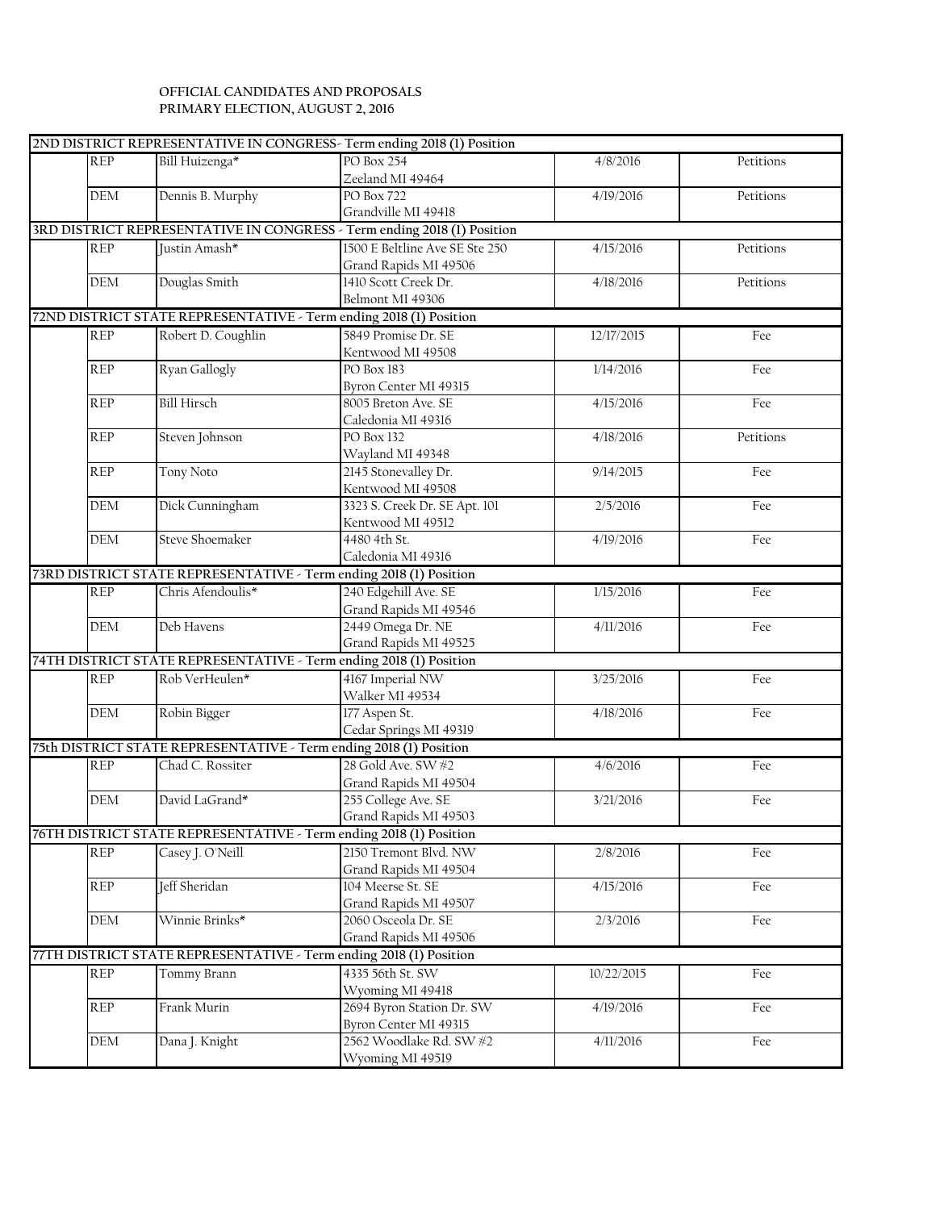**OFFICIAL CANDIDATES AND PROPOSALS**
**PRIMARY ELECTION, AUGUST 2, 2016**

| | | | | | |
|---|---|---|---|---|---|
| **2ND DISTRICT REPRESENTATIVE IN CONGRESS- Term ending 2018 (1) Position** | | | | | |
| | REP | Bill Huizenga* | PO Box 254<br>Zeeland MI 49464 | 4/8/2016 | Petitions |
| | DEM | Dennis B. Murphy | PO Box 722<br>Grandville MI 49418 | 4/19/2016 | Petitions |
| **3RD DISTRICT REPRESENTATIVE IN CONGRESS - Term ending 2018 (1) Position** | | | | | |
| | REP | Justin Amash* | 1500 E Beltline Ave SE Ste 250<br>Grand Rapids MI 49506 | 4/15/2016 | Petitions |
| | DEM | Douglas Smith | 1410 Scott Creek Dr.<br>Belmont MI 49306 | 4/18/2016 | Petitions |
| **72ND DISTRICT STATE REPRESENTATIVE - Term ending 2018 (1) Position** | | | | | |
| | REP | Robert D. Coughlin | 5849 Promise Dr. SE<br>Kentwood MI 49508 | 12/17/2015 | Fee |
| | REP | Ryan Gallogly | PO Box 183<br>Byron Center MI 49315 | 1/14/2016 | Fee |
| | REP | Bill Hirsch | 8005 Breton Ave. SE<br>Caledonia MI 49316 | 4/15/2016 | Fee |
| | REP | Steven Johnson | PO Box 132<br>Wayland MI 49348 | 4/18/2016 | Petitions |
| | REP | Tony Noto | 2145 Stonevalley Dr.<br>Kentwood MI 49508 | 9/14/2015 | Fee |
| | DEM | Dick Cunningham | 3323 S. Creek Dr. SE Apt. 101<br>Kentwood MI 49512 | 2/5/2016 | Fee |
| | DEM | Steve Shoemaker | 4480 4th St.<br>Caledonia MI 49316 | 4/19/2016 | Fee |
| **73RD DISTRICT STATE REPRESENTATIVE - Term ending 2018 (1) Position** | | | | | |
| | REP | Chris Afendoulis* | 240 Edgehill Ave. SE<br>Grand Rapids MI 49546 | 1/15/2016 | Fee |
| | DEM | Deb Havens | 2449 Omega Dr. NE<br>Grand Rapids MI 49525 | 4/11/2016 | Fee |
| **74TH DISTRICT STATE REPRESENTATIVE - Term ending 2018 (1) Position** | | | | | |
| | REP | Rob VerHeulen* | 4167 Imperial NW<br>Walker MI 49534 | 3/25/2016 | Fee |
| | DEM | Robin Bigger | 177 Aspen St.<br>Cedar Springs MI 49319 | 4/18/2016 | Fee |
| **75th DISTRICT STATE REPRESENTATIVE - Term ending 2018 (1) Position** | | | | | |
| | REP | Chad C. Rossiter | 28 Gold Ave. SW #2<br>Grand Rapids MI 49504 | 4/6/2016 | Fee |
| | DEM | David LaGrand* | 255 College Ave. SE<br>Grand Rapids MI 49503 | 3/21/2016 | Fee |
| **76TH DISTRICT STATE REPRESENTATIVE - Term ending 2018 (1) Position** | | | | | |
| | REP | Casey J. O'Neill | 2150 Tremont Blvd. NW<br>Grand Rapids MI 49504 | 2/8/2016 | Fee |
| | REP | Jeff Sheridan | 104 Meerse St. SE<br>Grand Rapids MI 49507 | 4/15/2016 | Fee |
| | DEM | Winnie Brinks* | 2060 Osceola Dr. SE<br>Grand Rapids MI 49506 | 2/3/2016 | Fee |
| **77TH DISTRICT STATE REPRESENTATIVE - Term ending 2018 (1) Position** | | | | | |
| | REP | Tommy Brann | 4335 56th St. SW<br>Wyoming MI 49418 | 10/22/2015 | Fee |
| | REP | Frank Murin | 2694 Byron Station Dr. SW<br>Byron Center MI 49315 | 4/19/2016 | Fee |
| | DEM | Dana J. Knight | 2562 Woodlake Rd. SW #2<br>Wyoming MI 49519 | 4/11/2016 | Fee |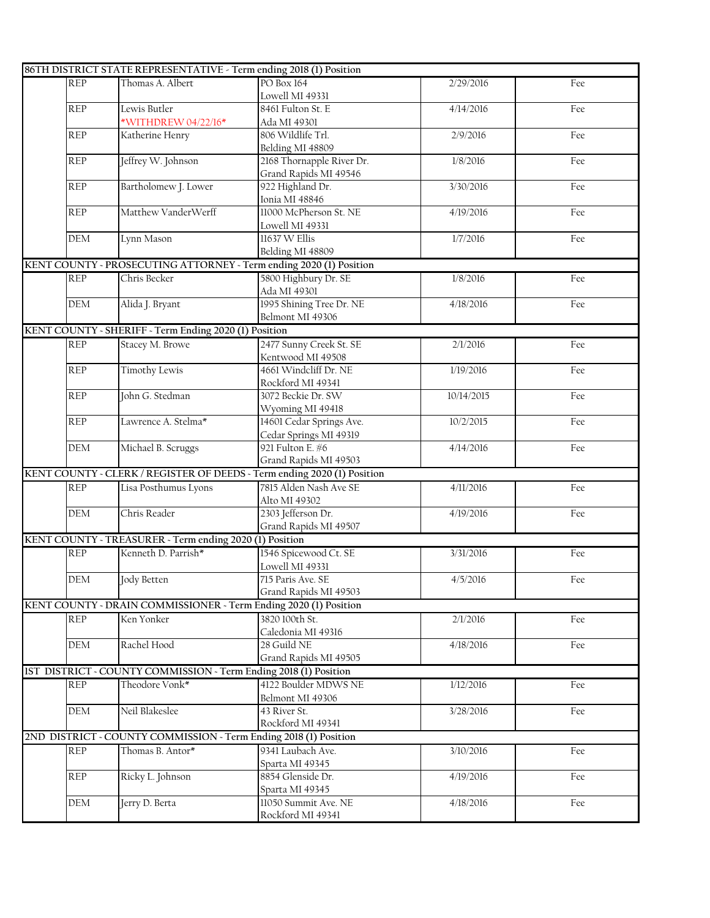| | | | | |
|---|---|---|---|---|
| **86TH DISTRICT STATE REPRESENTATIVE - Term ending 2018 (1) Position** | | | | |
| REP | Thomas A. Albert | PO Box 164<br>Lowell MI 49331 | 2/29/2016 | Fee |
| REP | Lewis Butler<br>*WITHDREW 04/22/16* | 8461 Fulton St. E<br>Ada MI 49301 | 4/14/2016 | Fee |
| REP | Katherine Henry | 806 Wildlife Trl.<br>Belding MI 48809 | 2/9/2016 | Fee |
| REP | Jeffrey W. Johnson | 2168 Thornapple River Dr.<br>Grand Rapids MI 49546 | 1/8/2016 | Fee |
| REP | Bartholomew J. Lower | 922 Highland Dr.<br>Ionia MI 48846 | 3/30/2016 | Fee |
| REP | Matthew VanderWerff | 11000 McPherson St. NE<br>Lowell MI 49331 | 4/19/2016 | Fee |
| DEM | Lynn Mason | 11637 W Ellis<br>Belding MI 48809 | 1/7/2016 | Fee |
| **KENT COUNTY - PROSECUTING ATTORNEY - Term ending 2020 (1) Position** | | | | |
| REP | Chris Becker | 5800 Highbury Dr. SE<br>Ada MI 49301 | 1/8/2016 | Fee |
| DEM | Alida J. Bryant | 1995 Shining Tree Dr. NE<br>Belmont MI 49306 | 4/18/2016 | Fee |
| **KENT COUNTY - SHERIFF - Term Ending 2020 (1) Position** | | | | |
| REP | Stacey M. Browe | 2477 Sunny Creek St. SE<br>Kentwood MI 49508 | 2/1/2016 | Fee |
| REP | Timothy Lewis | 4661 Windcliff Dr. NE<br>Rockford MI 49341 | 1/19/2016 | Fee |
| REP | John G. Stedman | 3072 Beckie Dr. SW<br>Wyoming MI 49418 | 10/14/2015 | Fee |
| REP | Lawrence A. Stelma* | 14601 Cedar Springs Ave.<br>Cedar Springs MI 49319 | 10/2/2015 | Fee |
| DEM | Michael B. Scruggs | 921 Fulton E. #6<br>Grand Rapids MI 49503 | 4/14/2016 | Fee |
| **KENT COUNTY - CLERK / REGISTER OF DEEDS - Term ending 2020 (1) Position** | | | | |
| REP | Lisa Posthumus Lyons | 7815 Alden Nash Ave SE<br>Alto MI 49302 | 4/11/2016 | Fee |
| DEM | Chris Reader | 2303 Jefferson Dr.<br>Grand Rapids MI 49507 | 4/19/2016 | Fee |
| **KENT COUNTY - TREASURER - Term ending 2020 (1) Position** | | | | |
| REP | Kenneth D. Parrish* | 1546 Spicewood Ct. SE<br>Lowell MI 49331 | 3/31/2016 | Fee |
| DEM | Jody Betten | 715 Paris Ave. SE<br>Grand Rapids MI 49503 | 4/5/2016 | Fee |
| **KENT COUNTY - DRAIN COMMISSIONER - Term Ending 2020 (1) Position** | | | | |
| REP | Ken Yonker | 3820 100th St.<br>Caledonia MI 49316 | 2/1/2016 | Fee |
| DEM | Rachel Hood | 28 Guild NE<br>Grand Rapids MI 49505 | 4/18/2016 | Fee |
| **1ST DISTRICT - COUNTY COMMISSION - Term Ending 2018 (1) Position** | | | | |
| REP | Theodore Vonk* | 4122 Boulder MDWS NE<br>Belmont MI 49306 | 1/12/2016 | Fee |
| DEM | Neil Blakeslee | 43 River St.<br>Rockford MI 49341 | 3/28/2016 | Fee |
| **2ND DISTRICT - COUNTY COMMISSION - Term Ending 2018 (1) Position** | | | | |
| REP | Thomas B. Antor* | 9341 Laubach Ave.<br>Sparta MI 49345 | 3/10/2016 | Fee |
| REP | Ricky L. Johnson | 8854 Glenside Dr.<br>Sparta MI 49345 | 4/19/2016 | Fee |
| DEM | Jerry D. Berta | 11050 Summit Ave. NE<br>Rockford MI 49341 | 4/18/2016 | Fee |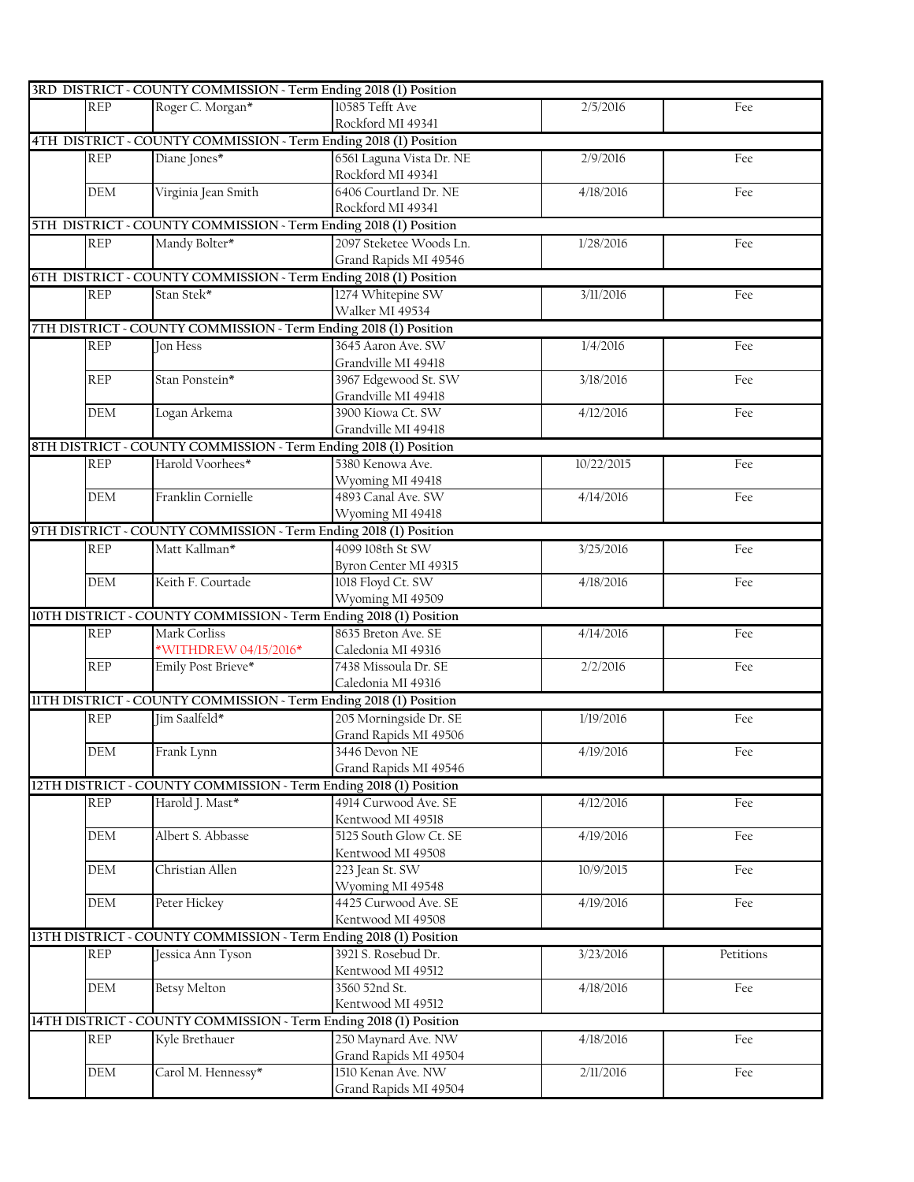| | | | | | |
|---|---|---|---|---|---|
| **3RD DISTRICT - COUNTY COMMISSION - Term Ending 2018 (1) Position** | | | | | |
| | REP | Roger C. Morgan* | 10585 Tefft Ave<br>Rockford MI 49341 | 2/5/2016 | Fee |
| **4TH DISTRICT - COUNTY COMMISSION - Term Ending 2018 (1) Position** | | | | | |
| | REP | Diane Jones* | 6561 Laguna Vista Dr. NE<br>Rockford MI 49341 | 2/9/2016 | Fee |
| | DEM | Virginia Jean Smith | 6406 Courtland Dr. NE<br>Rockford MI 49341 | 4/18/2016 | Fee |
| **5TH DISTRICT - COUNTY COMMISSION - Term Ending 2018 (1) Position** | | | | | |
| | REP | Mandy Bolter* | 2097 Steketee Woods Ln.<br>Grand Rapids MI 49546 | 1/28/2016 | Fee |
| **6TH DISTRICT - COUNTY COMMISSION - Term Ending 2018 (1) Position** | | | | | |
| | REP | Stan Stek* | 1274 Whitepine SW<br>Walker MI 49534 | 3/11/2016 | Fee |
| **7TH DISTRICT - COUNTY COMMISSION - Term Ending 2018 (1) Position** | | | | | |
| | REP | Jon Hess | 3645 Aaron Ave. SW<br>Grandville MI 49418 | 1/4/2016 | Fee |
| | REP | Stan Ponstein* | 3967 Edgewood St. SW<br>Grandville MI 49418 | 3/18/2016 | Fee |
| | DEM | Logan Arkema | 3900 Kiowa Ct. SW<br>Grandville MI 49418 | 4/12/2016 | Fee |
| **8TH DISTRICT - COUNTY COMMISSION - Term Ending 2018 (1) Position** | | | | | |
| | REP | Harold Voorhees* | 5380 Kenowa Ave.<br>Wyoming MI 49418 | 10/22/2015 | Fee |
| | DEM | Franklin Cornielle | 4893 Canal Ave. SW<br>Wyoming MI 49418 | 4/14/2016 | Fee |
| **9TH DISTRICT - COUNTY COMMISSION - Term Ending 2018 (1) Position** | | | | | |
| | REP | Matt Kallman* | 4099 108th St SW<br>Byron Center MI 49315 | 3/25/2016 | Fee |
| | DEM | Keith F. Courtade | 1018 Floyd Ct. SW<br>Wyoming MI 49509 | 4/18/2016 | Fee |
| **10TH DISTRICT - COUNTY COMMISSION - Term Ending 2018 (1) Position** | | | | | |
| | REP | Mark Corliss<br>*WITHDREW 04/15/2016* | 8635 Breton Ave. SE<br>Caledonia MI 49316 | 4/14/2016 | Fee |
| | REP | Emily Post Brieve* | 7438 Missoula Dr. SE<br>Caledonia MI 49316 | 2/2/2016 | Fee |
| **11TH DISTRICT - COUNTY COMMISSION - Term Ending 2018 (1) Position** | | | | | |
| | REP | Jim Saalfeld* | 205 Morningside Dr. SE<br>Grand Rapids MI 49506 | 1/19/2016 | Fee |
| | DEM | Frank Lynn | 3446 Devon NE<br>Grand Rapids MI 49546 | 4/19/2016 | Fee |
| **12TH DISTRICT - COUNTY COMMISSION - Term Ending 2018 (1) Position** | | | | | |
| | REP | Harold J. Mast* | 4914 Curwood Ave. SE<br>Kentwood MI 49518 | 4/12/2016 | Fee |
| | DEM | Albert S. Abbasse | 5125 South Glow Ct. SE<br>Kentwood MI 49508 | 4/19/2016 | Fee |
| | DEM | Christian Allen | 223 Jean St. SW<br>Wyoming MI 49548 | 10/9/2015 | Fee |
| | DEM | Peter Hickey | 4425 Curwood Ave. SE<br>Kentwood MI 49508 | 4/19/2016 | Fee |
| **13TH DISTRICT - COUNTY COMMISSION - Term Ending 2018 (1) Position** | | | | | |
| | REP | Jessica Ann Tyson | 3921 S. Rosebud Dr.<br>Kentwood MI 49512 | 3/23/2016 | Petitions |
| | DEM | Betsy Melton | 3560 52nd St.<br>Kentwood MI 49512 | 4/18/2016 | Fee |
| **14TH DISTRICT - COUNTY COMMISSION - Term Ending 2018 (1) Position** | | | | | |
| | REP | Kyle Brethauer | 250 Maynard Ave. NW<br>Grand Rapids MI 49504 | 4/18/2016 | Fee |
| | DEM | Carol M. Hennessy* | 1510 Kenan Ave. NW<br>Grand Rapids MI 49504 | 2/11/2016 | Fee |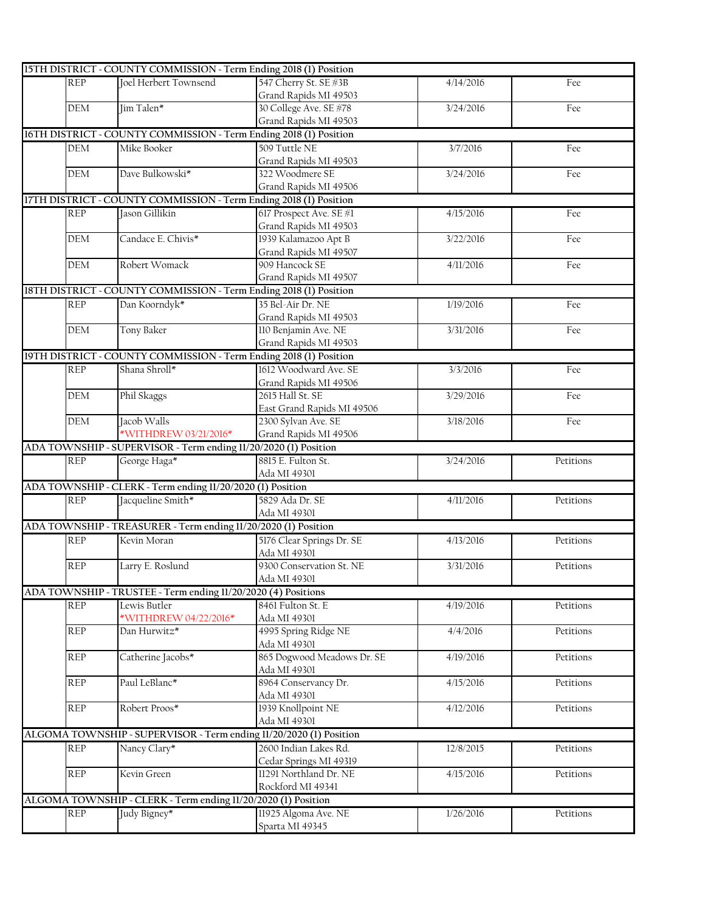| | | | | |
|---|---|---|---|---|
| **15TH DISTRICT - COUNTY COMMISSION - Term Ending 2018 (1) Position** | | | | |
| REP | Joel Herbert Townsend | 547 Cherry St. SE #3B<br>Grand Rapids MI 49503 | 4/14/2016 | Fee |
| DEM | Jim Talen* | 30 College Ave. SE #78<br>Grand Rapids MI 49503 | 3/24/2016 | Fee |
| **16TH DISTRICT - COUNTY COMMISSION - Term Ending 2018 (1) Position** | | | | |
| DEM | Mike Booker | 509 Tuttle NE<br>Grand Rapids MI 49503 | 3/7/2016 | Fee |
| DEM | Dave Bulkowski* | 322 Woodmere SE<br>Grand Rapids MI 49506 | 3/24/2016 | Fee |
| **17TH DISTRICT - COUNTY COMMISSION - Term Ending 2018 (1) Position** | | | | |
| REP | Jason Gillikin | 617 Prospect Ave. SE #1<br>Grand Rapids MI 49503 | 4/15/2016 | Fee |
| DEM | Candace E. Chivis* | 1939 Kalamazoo Apt B<br>Grand Rapids MI 49507 | 3/22/2016 | Fee |
| DEM | Robert Womack | 909 Hancock SE<br>Grand Rapids MI 49507 | 4/11/2016 | Fee |
| **18TH DISTRICT - COUNTY COMMISSION - Term Ending 2018 (1) Position** | | | | |
| REP | Dan Koorndyk* | 35 Bel-Air Dr. NE<br>Grand Rapids MI 49503 | 1/19/2016 | Fee |
| DEM | Tony Baker | 110 Benjamin Ave. NE<br>Grand Rapids MI 49503 | 3/31/2016 | Fee |
| **19TH DISTRICT - COUNTY COMMISSION - Term Ending 2018 (1) Position** | | | | |
| REP | Shana Shroll* | 1612 Woodward Ave. SE<br>Grand Rapids MI 49506 | 3/3/2016 | Fee |
| DEM | Phil Skaggs | 2615 Hall St. SE<br>East Grand Rapids MI 49506 | 3/29/2016 | Fee |
| DEM | Jacob Walls<br>*WITHDREW 03/21/2016* | 2300 Sylvan Ave. SE<br>Grand Rapids MI 49506 | 3/18/2016 | Fee |
| **ADA TOWNSHIP - SUPERVISOR - Term ending 11/20/2020 (1) Position** | | | | |
| REP | George Haga* | 8815 E. Fulton St.<br>Ada MI 49301 | 3/24/2016 | Petitions |
| **ADA TOWNSHIP - CLERK - Term ending 11/20/2020 (1) Position** | | | | |
| REP | Jacqueline Smith* | 5829 Ada Dr. SE<br>Ada MI 49301 | 4/11/2016 | Petitions |
| **ADA TOWNSHIP - TREASURER - Term ending 11/20/2020 (1) Position** | | | | |
| REP | Kevin Moran | 5176 Clear Springs Dr. SE<br>Ada MI 49301 | 4/13/2016 | Petitions |
| REP | Larry E. Roslund | 9300 Conservation St. NE<br>Ada MI 49301 | 3/31/2016 | Petitions |
| **ADA TOWNSHIP - TRUSTEE - Term ending 11/20/2020 (4) Positions** | | | | |
| REP | Lewis Butler<br>*WITHDREW 04/22/2016* | 8461 Fulton St. E<br>Ada MI 49301 | 4/19/2016 | Petitions |
| REP | Dan Hurwitz* | 4995 Spring Ridge NE<br>Ada MI 49301 | 4/4/2016 | Petitions |
| REP | Catherine Jacobs* | 865 Dogwood Meadows Dr. SE<br>Ada MI 49301 | 4/19/2016 | Petitions |
| REP | Paul LeBlanc* | 8964 Conservancy Dr.<br>Ada MI 49301 | 4/15/2016 | Petitions |
| REP | Robert Proos* | 1939 Knollpoint NE<br>Ada MI 49301 | 4/12/2016 | Petitions |
| **ALGOMA TOWNSHIP - SUPERVISOR - Term ending 11/20/2020 (1) Position** | | | | |
| REP | Nancy Clary* | 2600 Indian Lakes Rd.<br>Cedar Springs MI 49319 | 12/8/2015 | Petitions |
| REP | Kevin Green | 11291 Northland Dr. NE<br>Rockford MI 49341 | 4/15/2016 | Petitions |
| **ALGOMA TOWNSHIP - CLERK - Term ending 11/20/2020 (1) Position** | | | | |
| REP | Judy Bigney* | 11925 Algoma Ave. NE<br>Sparta MI 49345 | 1/26/2016 | Petitions |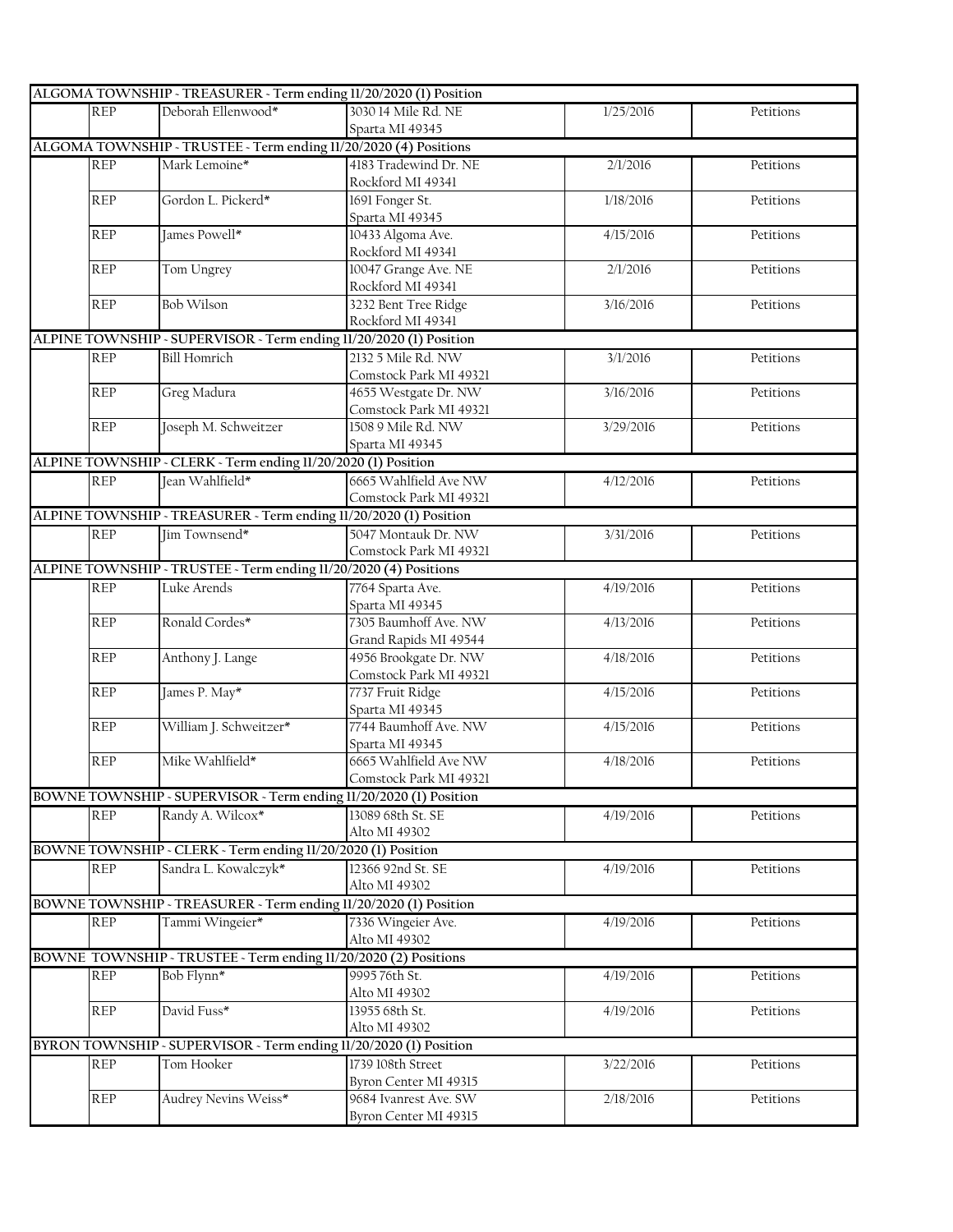| | | | | | |
|---|---|---|---|---|---|
| **ALGOMA TOWNSHIP - TREASURER - Term ending 11/20/2020 (1) Position** | | | | | |
| | REP | Deborah Ellenwood* | 3030 14 Mile Rd. NE<br>Sparta MI 49345 | 1/25/2016 | Petitions |
| **ALGOMA TOWNSHIP - TRUSTEE - Term ending 11/20/2020 (4) Positions** | | | | | |
| | REP | Mark Lemoine* | 4183 Tradewind Dr. NE<br>Rockford MI 49341 | 2/1/2016 | Petitions |
| | REP | Gordon L. Pickerd* | 1691 Fonger St.<br>Sparta MI 49345 | 1/18/2016 | Petitions |
| | REP | James Powell* | 10433 Algoma Ave.<br>Rockford MI 49341 | 4/15/2016 | Petitions |
| | REP | Tom Ungrey | 10047 Grange Ave. NE<br>Rockford MI 49341 | 2/1/2016 | Petitions |
| | REP | Bob Wilson | 3232 Bent Tree Ridge<br>Rockford MI 49341 | 3/16/2016 | Petitions |
| **ALPINE TOWNSHIP - SUPERVISOR - Term ending 11/20/2020 (1) Position** | | | | | |
| | REP | Bill Homrich | 2132 5 Mile Rd. NW<br>Comstock Park MI 49321 | 3/1/2016 | Petitions |
| | REP | Greg Madura | 4655 Westgate Dr. NW<br>Comstock Park MI 49321 | 3/16/2016 | Petitions |
| | REP | Joseph M. Schweitzer | 1508 9 Mile Rd. NW<br>Sparta MI 49345 | 3/29/2016 | Petitions |
| **ALPINE TOWNSHIP - CLERK - Term ending 11/20/2020 (1) Position** | | | | | |
| | REP | Jean Wahlfield* | 6665 Wahlfield Ave NW<br>Comstock Park MI 49321 | 4/12/2016 | Petitions |
| **ALPINE TOWNSHIP - TREASURER - Term ending 11/20/2020 (1) Position** | | | | | |
| | REP | Jim Townsend* | 5047 Montauk Dr. NW<br>Comstock Park MI 49321 | 3/31/2016 | Petitions |
| **ALPINE TOWNSHIP - TRUSTEE - Term ending 11/20/2020 (4) Positions** | | | | | |
| | REP | Luke Arends | 7764 Sparta Ave.<br>Sparta MI 49345 | 4/19/2016 | Petitions |
| | REP | Ronald Cordes* | 7305 Baumhoff Ave. NW<br>Grand Rapids MI 49544 | 4/13/2016 | Petitions |
| | REP | Anthony J. Lange | 4956 Brookgate Dr. NW<br>Comstock Park MI 49321 | 4/18/2016 | Petitions |
| | REP | James P. May* | 7737 Fruit Ridge<br>Sparta MI 49345 | 4/15/2016 | Petitions |
| | REP | William J. Schweitzer* | 7744 Baumhoff Ave. NW<br>Sparta MI 49345 | 4/15/2016 | Petitions |
| | REP | Mike Wahlfield* | 6665 Wahlfield Ave NW<br>Comstock Park MI 49321 | 4/18/2016 | Petitions |
| **BOWNE TOWNSHIP - SUPERVISOR - Term ending 11/20/2020 (1) Position** | | | | | |
| | REP | Randy A. Wilcox* | 13089 68th St. SE<br>Alto MI 49302 | 4/19/2016 | Petitions |
| **BOWNE TOWNSHIP - CLERK - Term ending 11/20/2020 (1) Position** | | | | | |
| | REP | Sandra L. Kowalczyk* | 12366 92nd St. SE<br>Alto MI 49302 | 4/19/2016 | Petitions |
| **BOWNE TOWNSHIP - TREASURER - Term ending 11/20/2020 (1) Position** | | | | | |
| | REP | Tammi Wingeier* | 7336 Wingeier Ave.<br>Alto MI 49302 | 4/19/2016 | Petitions |
| **BOWNE TOWNSHIP - TRUSTEE - Term ending 11/20/2020 (2) Positions** | | | | | |
| | REP | Bob Flynn* | 9995 76th St.<br>Alto MI 49302 | 4/19/2016 | Petitions |
| | REP | David Fuss* | 13955 68th St.<br>Alto MI 49302 | 4/19/2016 | Petitions |
| **BYRON TOWNSHIP - SUPERVISOR - Term ending 11/20/2020 (1) Position** | | | | | |
| | REP | Tom Hooker | 1739 108th Street<br>Byron Center MI 49315 | 3/22/2016 | Petitions |
| | REP | Audrey Nevins Weiss* | 9684 Ivanrest Ave. SW<br>Byron Center MI 49315 | 2/18/2016 | Petitions |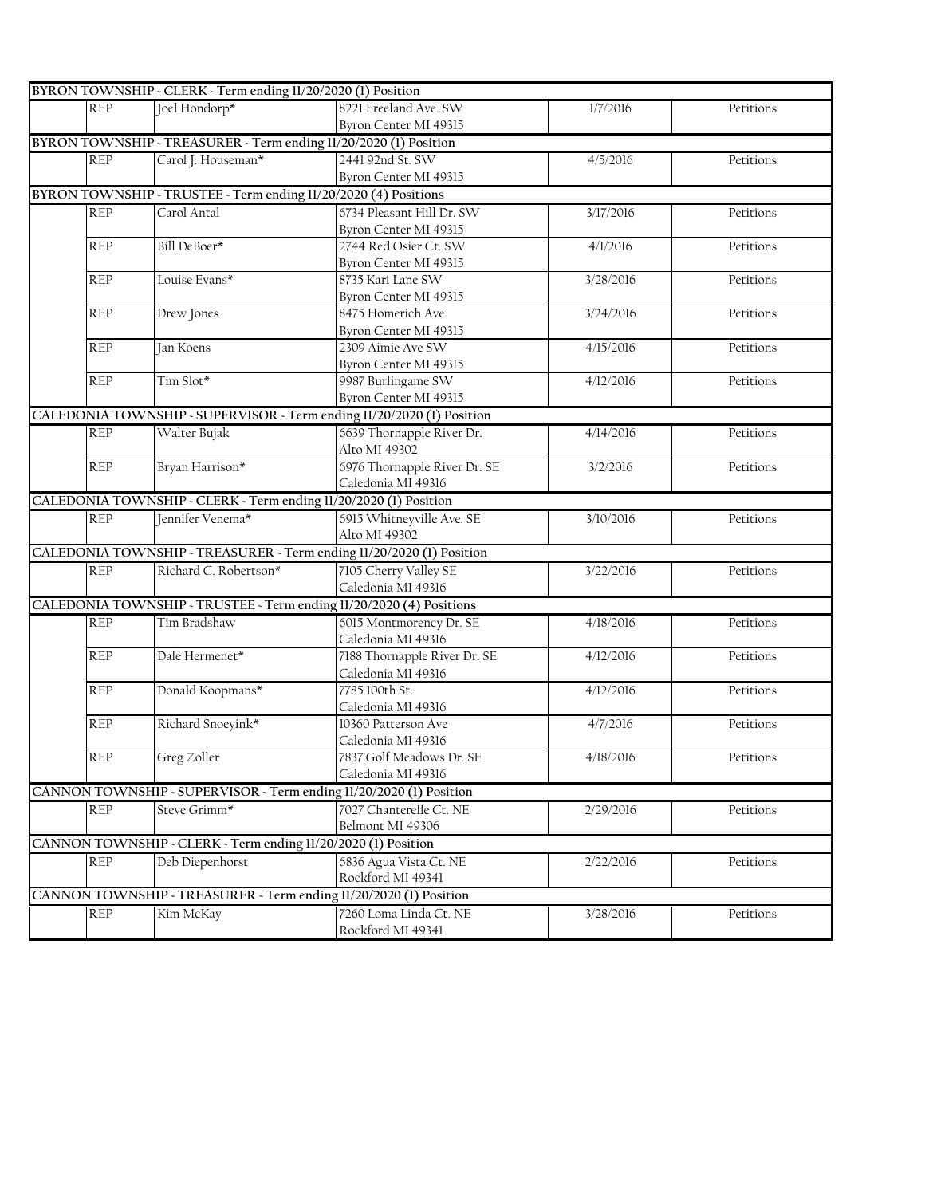| | | | | |
|---|---|---|---|---|
| **BYRON TOWNSHIP - CLERK - Term ending 11/20/2020 (1) Position** | | | | |
| REP | Joel Hondorp* | 8221 Freeland Ave. SW<br>Byron Center MI 49315 | 1/7/2016 | Petitions |
| **BYRON TOWNSHIP - TREASURER - Term ending 11/20/2020 (1) Position** | | | | |
| REP | Carol J. Houseman* | 2441 92nd St. SW<br>Byron Center MI 49315 | 4/5/2016 | Petitions |
| **BYRON TOWNSHIP - TRUSTEE - Term ending 11/20/2020 (4) Positions** | | | | |
| REP | Carol Antal | 6734 Pleasant Hill Dr. SW<br>Byron Center MI 49315 | 3/17/2016 | Petitions |
| REP | Bill DeBoer* | 2744 Red Osier Ct. SW<br>Byron Center MI 49315 | 4/1/2016 | Petitions |
| REP | Louise Evans* | 8735 Kari Lane SW<br>Byron Center MI 49315 | 3/28/2016 | Petitions |
| REP | Drew Jones | 8475 Homerich Ave.<br>Byron Center MI 49315 | 3/24/2016 | Petitions |
| REP | Jan Koens | 2309 Aimie Ave SW<br>Byron Center MI 49315 | 4/15/2016 | Petitions |
| REP | Tim Slot* | 9987 Burlingame SW<br>Byron Center MI 49315 | 4/12/2016 | Petitions |
| **CALEDONIA TOWNSHIP - SUPERVISOR - Term ending 11/20/2020 (1) Position** | | | | |
| REP | Walter Bujak | 6639 Thornapple River Dr.<br>Alto MI 49302 | 4/14/2016 | Petitions |
| REP | Bryan Harrison* | 6976 Thornapple River Dr. SE<br>Caledonia MI 49316 | 3/2/2016 | Petitions |
| **CALEDONIA TOWNSHIP - CLERK - Term ending 11/20/2020 (1) Position** | | | | |
| REP | Jennifer Venema* | 6915 Whitneyville Ave. SE<br>Alto MI 49302 | 3/10/2016 | Petitions |
| **CALEDONIA TOWNSHIP - TREASURER - Term ending 11/20/2020 (1) Position** | | | | |
| REP | Richard C. Robertson* | 7105 Cherry Valley SE<br>Caledonia MI 49316 | 3/22/2016 | Petitions |
| **CALEDONIA TOWNSHIP - TRUSTEE - Term ending 11/20/2020 (4) Positions** | | | | |
| REP | Tim Bradshaw | 6015 Montmorency Dr. SE<br>Caledonia MI 49316 | 4/18/2016 | Petitions |
| REP | Dale Hermenet* | 7188 Thornapple River Dr. SE<br>Caledonia MI 49316 | 4/12/2016 | Petitions |
| REP | Donald Koopmans* | 7785 100th St.<br>Caledonia MI 49316 | 4/12/2016 | Petitions |
| REP | Richard Snoeyink* | 10360 Patterson Ave<br>Caledonia MI 49316 | 4/7/2016 | Petitions |
| REP | Greg Zoller | 7837 Golf Meadows Dr. SE<br>Caledonia MI 49316 | 4/18/2016 | Petitions |
| **CANNON TOWNSHIP - SUPERVISOR - Term ending 11/20/2020 (1) Position** | | | | |
| REP | Steve Grimm* | 7027 Chanterelle Ct. NE<br>Belmont MI 49306 | 2/29/2016 | Petitions |
| **CANNON TOWNSHIP - CLERK - Term ending 11/20/2020 (1) Position** | | | | |
| REP | Deb Diepenhorst | 6836 Agua Vista Ct. NE<br>Rockford MI 49341 | 2/22/2016 | Petitions |
| **CANNON TOWNSHIP - TREASURER - Term ending 11/20/2020 (1) Position** | | | | |
| REP | Kim McKay | 7260 Loma Linda Ct. NE<br>Rockford MI 49341 | 3/28/2016 | Petitions |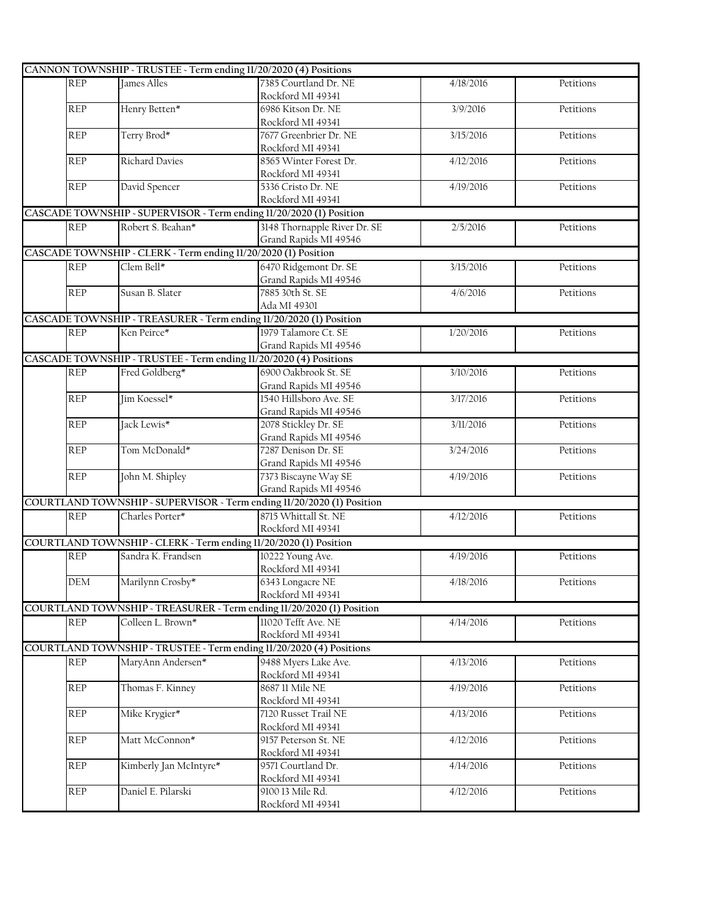| | | | | | |
|---|---|---|---|---|---|
| **CANNON TOWNSHIP - TRUSTEE - Term ending 11/20/2020 (4) Positions** | | | | | |
| | REP | James Alles | 7385 Courtland Dr. NE<br>Rockford MI 49341 | 4/18/2016 | Petitions |
| | REP | Henry Betten* | 6986 Kitson Dr. NE<br>Rockford MI 49341 | 3/9/2016 | Petitions |
| | REP | Terry Brod* | 7677 Greenbrier Dr. NE<br>Rockford MI 49341 | 3/15/2016 | Petitions |
| | REP | Richard Davies | 8565 Winter Forest Dr.<br>Rockford MI 49341 | 4/12/2016 | Petitions |
| | REP | David Spencer | 5336 Cristo Dr. NE<br>Rockford MI 49341 | 4/19/2016 | Petitions |
| **CASCADE TOWNSHIP - SUPERVISOR - Term ending 11/20/2020 (1) Position** | | | | | |
| | REP | Robert S. Beahan* | 3148 Thornapple River Dr. SE<br>Grand Rapids MI 49546 | 2/5/2016 | Petitions |
| **CASCADE TOWNSHIP - CLERK - Term ending 11/20/2020 (1) Position** | | | | | |
| | REP | Clem Bell* | 6470 Ridgemont Dr. SE<br>Grand Rapids MI 49546 | 3/15/2016 | Petitions |
| | REP | Susan B. Slater | 7885 30th St. SE<br>Ada MI 49301 | 4/6/2016 | Petitions |
| **CASCADE TOWNSHIP - TREASURER - Term ending 11/20/2020 (1) Position** | | | | | |
| | REP | Ken Peirce* | 1979 Talamore Ct. SE<br>Grand Rapids MI 49546 | 1/20/2016 | Petitions |
| **CASCADE TOWNSHIP - TRUSTEE - Term ending 11/20/2020 (4) Positions** | | | | | |
| | REP | Fred Goldberg* | 6900 Oakbrook St. SE<br>Grand Rapids MI 49546 | 3/10/2016 | Petitions |
| | REP | Jim Koessel* | 1540 Hillsboro Ave. SE<br>Grand Rapids MI 49546 | 3/17/2016 | Petitions |
| | REP | Jack Lewis* | 2078 Stickley Dr. SE<br>Grand Rapids MI 49546 | 3/11/2016 | Petitions |
| | REP | Tom McDonald* | 7287 Denison Dr. SE<br>Grand Rapids MI 49546 | 3/24/2016 | Petitions |
| | REP | John M. Shipley | 7373 Biscayne Way SE<br>Grand Rapids MI 49546 | 4/19/2016 | Petitions |
| **COURTLAND TOWNSHIP - SUPERVISOR - Term ending 11/20/2020 (1) Position** | | | | | |
| | REP | Charles Porter* | 8715 Whittall St. NE<br>Rockford MI 49341 | 4/12/2016 | Petitions |
| **COURTLAND TOWNSHIP - CLERK - Term ending 11/20/2020 (1) Position** | | | | | |
| | REP | Sandra K. Frandsen | 10222 Young Ave.<br>Rockford MI 49341 | 4/19/2016 | Petitions |
| | DEM | Marilynn Crosby* | 6343 Longacre NE<br>Rockford MI 49341 | 4/18/2016 | Petitions |
| **COURTLAND TOWNSHIP - TREASURER - Term ending 11/20/2020 (1) Position** | | | | | |
| | REP | Colleen L. Brown* | 11020 Tefft Ave. NE<br>Rockford MI 49341 | 4/14/2016 | Petitions |
| **COURTLAND TOWNSHIP - TRUSTEE - Term ending 11/20/2020 (4) Positions** | | | | | |
| | REP | MaryAnn Andersen* | 9488 Myers Lake Ave.<br>Rockford MI 49341 | 4/13/2016 | Petitions |
| | REP | Thomas F. Kinney | 8687 11 Mile NE<br>Rockford MI 49341 | 4/19/2016 | Petitions |
| | REP | Mike Krygier* | 7120 Russet Trail NE<br>Rockford MI 49341 | 4/13/2016 | Petitions |
| | REP | Matt McConnon* | 9157 Peterson St. NE<br>Rockford MI 49341 | 4/12/2016 | Petitions |
| | REP | Kimberly Jan McIntyre* | 9571 Courtland Dr.<br>Rockford MI 49341 | 4/14/2016 | Petitions |
| | REP | Daniel E. Pilarski | 9100 13 Mile Rd.<br>Rockford MI 49341 | 4/12/2016 | Petitions |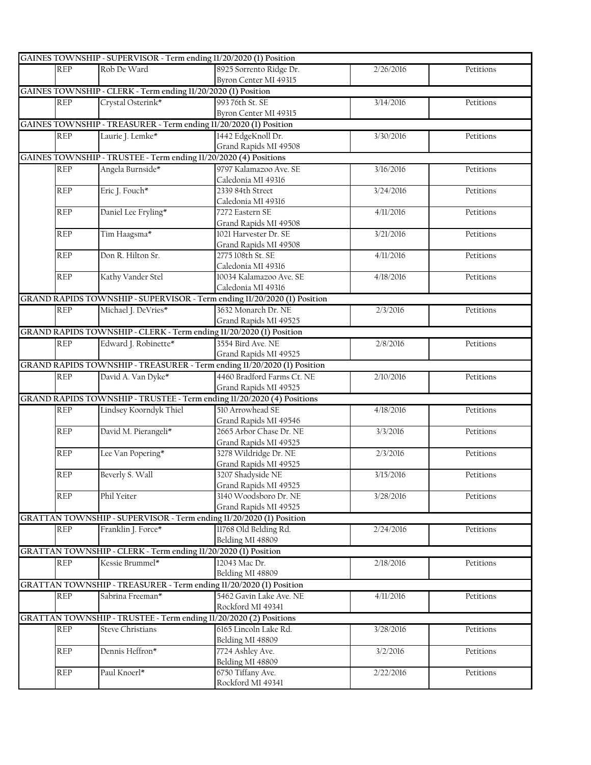| | | | | | |
|---|---|---|---|---|---|
| **GAINES TOWNSHIP - SUPERVISOR - Term ending 11/20/2020 (1) Position** | | | | | |
| | REP | Rob De Ward | 8925 Sorrento Ridge Dr.<br>Byron Center MI 49315 | 2/26/2016 | Petitions |
| **GAINES TOWNSHIP - CLERK - Term ending 11/20/2020 (1) Position** | | | | | |
| | REP | Crystal Osterink* | 993 76th St. SE<br>Byron Center MI 49315 | 3/14/2016 | Petitions |
| **GAINES TOWNSHIP - TREASURER - Term ending 11/20/2020 (1) Position** | | | | | |
| | REP | Laurie J. Lemke* | 1442 EdgeKnoll Dr.<br>Grand Rapids MI 49508 | 3/30/2016 | Petitions |
| **GAINES TOWNSHIP - TRUSTEE - Term ending 11/20/2020 (4) Positions** | | | | | |
| | REP | Angela Burnside* | 9797 Kalamazoo Ave. SE<br>Caledonia MI 49316 | 3/16/2016 | Petitions |
| | REP | Eric J. Fouch* | 2339 84th Street<br>Caledonia MI 49316 | 3/24/2016 | Petitions |
| | REP | Daniel Lee Fryling* | 7272 Eastern SE<br>Grand Rapids MI 49508 | 4/11/2016 | Petitions |
| | REP | Tim Haagsma* | 1021 Harvester Dr. SE<br>Grand Rapids MI 49508 | 3/21/2016 | Petitions |
| | REP | Don R. Hilton Sr. | 2775 108th St. SE<br>Caledonia MI 49316 | 4/11/2016 | Petitions |
| | REP | Kathy Vander Stel | 10034 Kalamazoo Ave. SE<br>Caledonia MI 49316 | 4/18/2016 | Petitions |
| **GRAND RAPIDS TOWNSHIP - SUPERVISOR - Term ending 11/20/2020 (1) Position** | | | | | |
| | REP | Michael J. DeVries* | 3632 Monarch Dr. NE<br>Grand Rapids MI 49525 | 2/3/2016 | Petitions |
| **GRAND RAPIDS TOWNSHIP - CLERK - Term ending 11/20/2020 (1) Position** | | | | | |
| | REP | Edward J. Robinette* | 3554 Bird Ave. NE<br>Grand Rapids MI 49525 | 2/8/2016 | Petitions |
| **GRAND RAPIDS TOWNSHIP - TREASURER - Term ending 11/20/2020 (1) Position** | | | | | |
| | REP | David A. Van Dyke* | 4460 Bradford Farms Ct. NE<br>Grand Rapids MI 49525 | 2/10/2016 | Petitions |
| **GRAND RAPIDS TOWNSHIP - TRUSTEE - Term ending 11/20/2020 (4) Positions** | | | | | |
| | REP | Lindsey Koorndyk Thiel | 510 Arrowhead SE<br>Grand Rapids MI 49546 | 4/18/2016 | Petitions |
| | REP | David M. Pierangeli* | 2665 Arbor Chase Dr. NE<br>Grand Rapids MI 49525 | 3/3/2016 | Petitions |
| | REP | Lee Van Popering* | 3278 Wildridge Dr. NE<br>Grand Rapids MI 49525 | 2/3/2016 | Petitions |
| | REP | Beverly S. Wall | 3207 Shadyside NE<br>Grand Rapids MI 49525 | 3/15/2016 | Petitions |
| | REP | Phil Yeiter | 3140 Woodsboro Dr. NE<br>Grand Rapids MI 49525 | 3/28/2016 | Petitions |
| **GRATTAN TOWNSHIP - SUPERVISOR - Term ending 11/20/2020 (1) Position** | | | | | |
| | REP | Franklin J. Force* | 11768 Old Belding Rd.<br>Belding MI 48809 | 2/24/2016 | Petitions |
| **GRATTAN TOWNSHIP - CLERK - Term ending 11/20/2020 (1) Position** | | | | | |
| | REP | Kessie Brummel* | 12043 Mac Dr.<br>Belding MI 48809 | 2/18/2016 | Petitions |
| **GRATTAN TOWNSHIP - TREASURER - Term ending 11/20/2020 (1) Position** | | | | | |
| | REP | Sabrina Freeman* | 5462 Gavin Lake Ave. NE<br>Rockford MI 49341 | 4/11/2016 | Petitions |
| **GRATTAN TOWNSHIP - TRUSTEE - Term ending 11/20/2020 (2) Positions** | | | | | |
| | REP | Steve Christians | 6165 Lincoln Lake Rd.<br>Belding MI 48809 | 3/28/2016 | Petitions |
| | REP | Dennis Heffron* | 7724 Ashley Ave.<br>Belding MI 48809 | 3/2/2016 | Petitions |
| | REP | Paul Knoerl* | 6750 Tiffany Ave.<br>Rockford MI 49341 | 2/22/2016 | Petitions |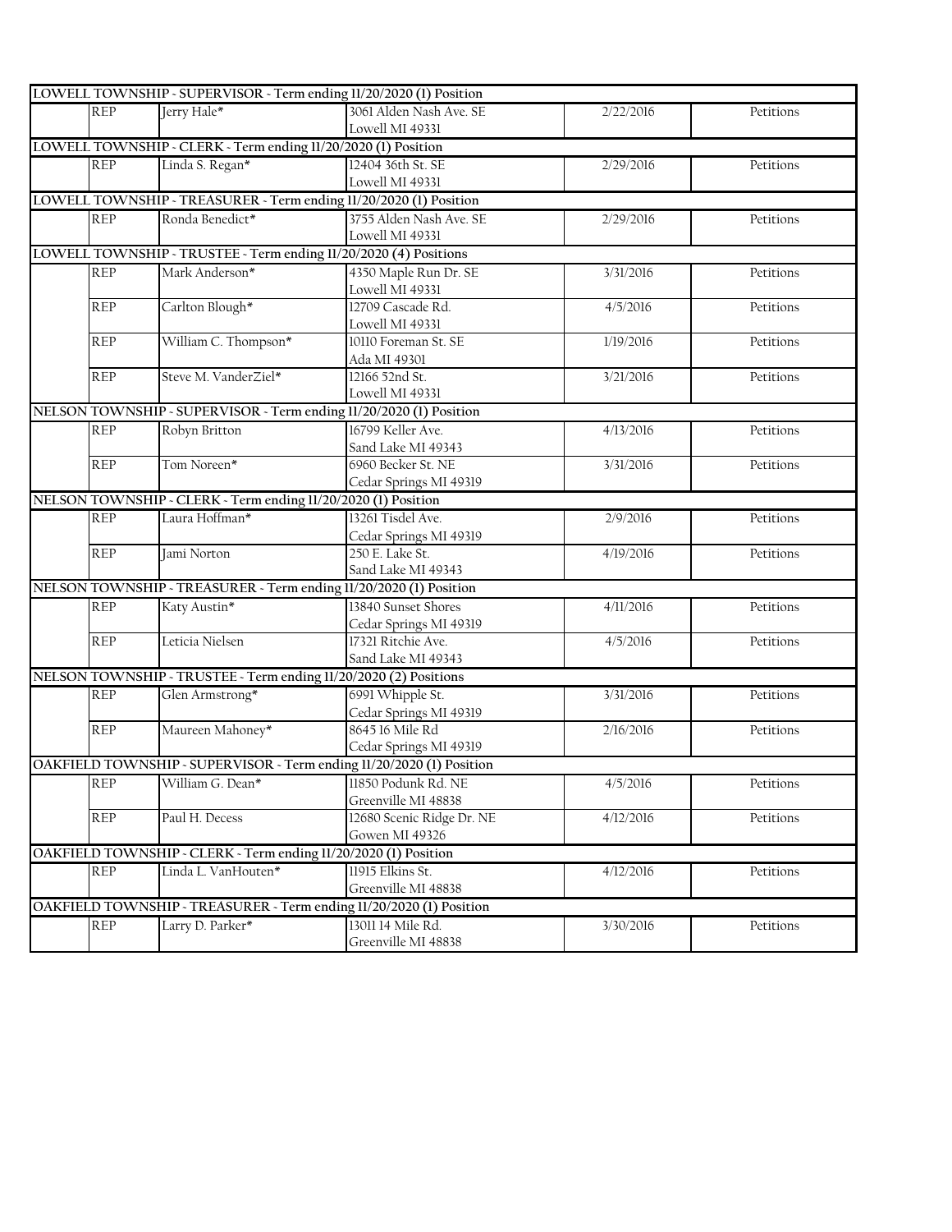| | | | | |
|---|---|---|---|---|
| **LOWELL TOWNSHIP - SUPERVISOR - Term ending 11/20/2020 (1) Position** | | | | |
| REP | Jerry Hale* | 3061 Alden Nash Ave. SE<br>Lowell MI 49331 | 2/22/2016 | Petitions |
| **LOWELL TOWNSHIP - CLERK - Term ending 11/20/2020 (1) Position** | | | | |
| REP | Linda S. Regan* | 12404 36th St. SE<br>Lowell MI 49331 | 2/29/2016 | Petitions |
| **LOWELL TOWNSHIP - TREASURER - Term ending 11/20/2020 (1) Position** | | | | |
| REP | Ronda Benedict* | 3755 Alden Nash Ave. SE<br>Lowell MI 49331 | 2/29/2016 | Petitions |
| **LOWELL TOWNSHIP - TRUSTEE - Term ending 11/20/2020 (4) Positions** | | | | |
| REP | Mark Anderson* | 4350 Maple Run Dr. SE<br>Lowell MI 49331 | 3/31/2016 | Petitions |
| REP | Carlton Blough* | 12709 Cascade Rd.<br>Lowell MI 49331 | 4/5/2016 | Petitions |
| REP | William C. Thompson* | 10110 Foreman St. SE<br>Ada MI 49301 | 1/19/2016 | Petitions |
| REP | Steve M. VanderZiel* | 12166 52nd St.<br>Lowell MI 49331 | 3/21/2016 | Petitions |
| **NELSON TOWNSHIP - SUPERVISOR - Term ending 11/20/2020 (1) Position** | | | | |
| REP | Robyn Britton | 16799 Keller Ave.<br>Sand Lake MI 49343 | 4/13/2016 | Petitions |
| REP | Tom Noreen* | 6960 Becker St. NE<br>Cedar Springs MI 49319 | 3/31/2016 | Petitions |
| **NELSON TOWNSHIP - CLERK - Term ending 11/20/2020 (1) Position** | | | | |
| REP | Laura Hoffman* | 13261 Tisdel Ave.<br>Cedar Springs MI 49319 | 2/9/2016 | Petitions |
| REP | Jami Norton | 250 E. Lake St.<br>Sand Lake MI 49343 | 4/19/2016 | Petitions |
| **NELSON TOWNSHIP - TREASURER - Term ending 11/20/2020 (1) Position** | | | | |
| REP | Katy Austin* | 13840 Sunset Shores<br>Cedar Springs MI 49319 | 4/11/2016 | Petitions |
| REP | Leticia Nielsen | 17321 Ritchie Ave.<br>Sand Lake MI 49343 | 4/5/2016 | Petitions |
| **NELSON TOWNSHIP - TRUSTEE - Term ending 11/20/2020 (2) Positions** | | | | |
| REP | Glen Armstrong* | 6991 Whipple St.<br>Cedar Springs MI 49319 | 3/31/2016 | Petitions |
| REP | Maureen Mahoney* | 8645 16 Mile Rd<br>Cedar Springs MI 49319 | 2/16/2016 | Petitions |
| **OAKFIELD TOWNSHIP - SUPERVISOR - Term ending 11/20/2020 (1) Position** | | | | |
| REP | William G. Dean* | 11850 Podunk Rd. NE<br>Greenville MI 48838 | 4/5/2016 | Petitions |
| REP | Paul H. Decess | 12680 Scenic Ridge Dr. NE<br>Gowen MI 49326 | 4/12/2016 | Petitions |
| **OAKFIELD TOWNSHIP - CLERK - Term ending 11/20/2020 (1) Position** | | | | |
| REP | Linda L. VanHouten* | 11915 Elkins St.<br>Greenville MI 48838 | 4/12/2016 | Petitions |
| **OAKFIELD TOWNSHIP - TREASURER - Term ending 11/20/2020 (1) Position** | | | | |
| REP | Larry D. Parker* | 13011 14 Mile Rd.<br>Greenville MI 48838 | 3/30/2016 | Petitions |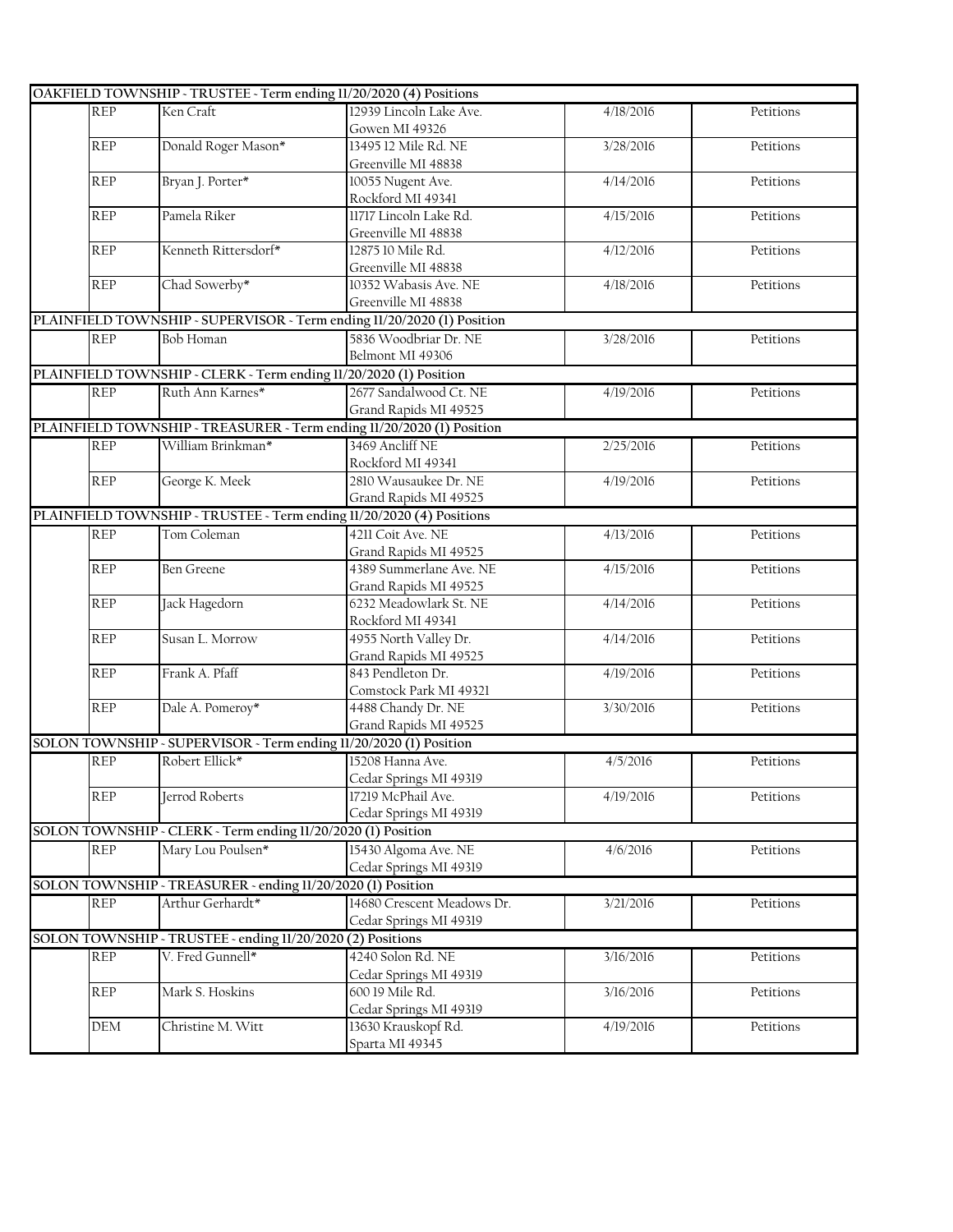| | | | | |
|---|---|---|---|---|
| **OAKFIELD TOWNSHIP - TRUSTEE - Term ending 11/20/2020 (4) Positions** | | | | |
| REP | Ken Craft | 12939 Lincoln Lake Ave.<br>Gowen MI 49326 | 4/18/2016 | Petitions |
| REP | Donald Roger Mason* | 13495 12 Mile Rd. NE<br>Greenville MI 48838 | 3/28/2016 | Petitions |
| REP | Bryan J. Porter* | 10055 Nugent Ave.<br>Rockford MI 49341 | 4/14/2016 | Petitions |
| REP | Pamela Riker | 11717 Lincoln Lake Rd.<br>Greenville MI 48838 | 4/15/2016 | Petitions |
| REP | Kenneth Rittersdorf* | 12875 10 Mile Rd.<br>Greenville MI 48838 | 4/12/2016 | Petitions |
| REP | Chad Sowerby* | 10352 Wabasis Ave. NE<br>Greenville MI 48838 | 4/18/2016 | Petitions |
| **PLAINFIELD TOWNSHIP - SUPERVISOR - Term ending 11/20/2020 (1) Position** | | | | |
| REP | Bob Homan | 5836 Woodbriar Dr. NE<br>Belmont MI 49306 | 3/28/2016 | Petitions |
| **PLAINFIELD TOWNSHIP - CLERK - Term ending 11/20/2020 (1) Position** | | | | |
| REP | Ruth Ann Karnes* | 2677 Sandalwood Ct. NE<br>Grand Rapids MI 49525 | 4/19/2016 | Petitions |
| **PLAINFIELD TOWNSHIP - TREASURER - Term ending 11/20/2020 (1) Position** | | | | |
| REP | William Brinkman* | 3469 Ancliff NE<br>Rockford MI 49341 | 2/25/2016 | Petitions |
| REP | George K. Meek | 2810 Wausaukee Dr. NE<br>Grand Rapids MI 49525 | 4/19/2016 | Petitions |
| **PLAINFIELD TOWNSHIP - TRUSTEE - Term ending 11/20/2020 (4) Positions** | | | | |
| REP | Tom Coleman | 4211 Coit Ave. NE<br>Grand Rapids MI 49525 | 4/13/2016 | Petitions |
| REP | Ben Greene | 4389 Summerlane Ave. NE<br>Grand Rapids MI 49525 | 4/15/2016 | Petitions |
| REP | Jack Hagedorn | 6232 Meadowlark St. NE<br>Rockford MI 49341 | 4/14/2016 | Petitions |
| REP | Susan L. Morrow | 4955 North Valley Dr.<br>Grand Rapids MI 49525 | 4/14/2016 | Petitions |
| REP | Frank A. Pfaff | 843 Pendleton Dr.<br>Comstock Park MI 49321 | 4/19/2016 | Petitions |
| REP | Dale A. Pomeroy* | 4488 Chandy Dr. NE<br>Grand Rapids MI 49525 | 3/30/2016 | Petitions |
| **SOLON TOWNSHIP - SUPERVISOR - Term ending 11/20/2020 (1) Position** | | | | |
| REP | Robert Ellick* | 15208 Hanna Ave.<br>Cedar Springs MI 49319 | 4/5/2016 | Petitions |
| REP | Jerrod Roberts | 17219 McPhail Ave.<br>Cedar Springs MI 49319 | 4/19/2016 | Petitions |
| **SOLON TOWNSHIP - CLERK - Term ending 11/20/2020 (1) Position** | | | | |
| REP | Mary Lou Poulsen* | 15430 Algoma Ave. NE<br>Cedar Springs MI 49319 | 4/6/2016 | Petitions |
| **SOLON TOWNSHIP - TREASURER - ending 11/20/2020 (1) Position** | | | | |
| REP | Arthur Gerhardt* | 14680 Crescent Meadows Dr.<br>Cedar Springs MI 49319 | 3/21/2016 | Petitions |
| **SOLON TOWNSHIP - TRUSTEE - ending 11/20/2020 (2) Positions** | | | | |
| REP | V. Fred Gunnell* | 4240 Solon Rd. NE<br>Cedar Springs MI 49319 | 3/16/2016 | Petitions |
| REP | Mark S. Hoskins | 600 19 Mile Rd.<br>Cedar Springs MI 49319 | 3/16/2016 | Petitions |
| DEM | Christine M. Witt | 13630 Krauskopf Rd.<br>Sparta MI 49345 | 4/19/2016 | Petitions |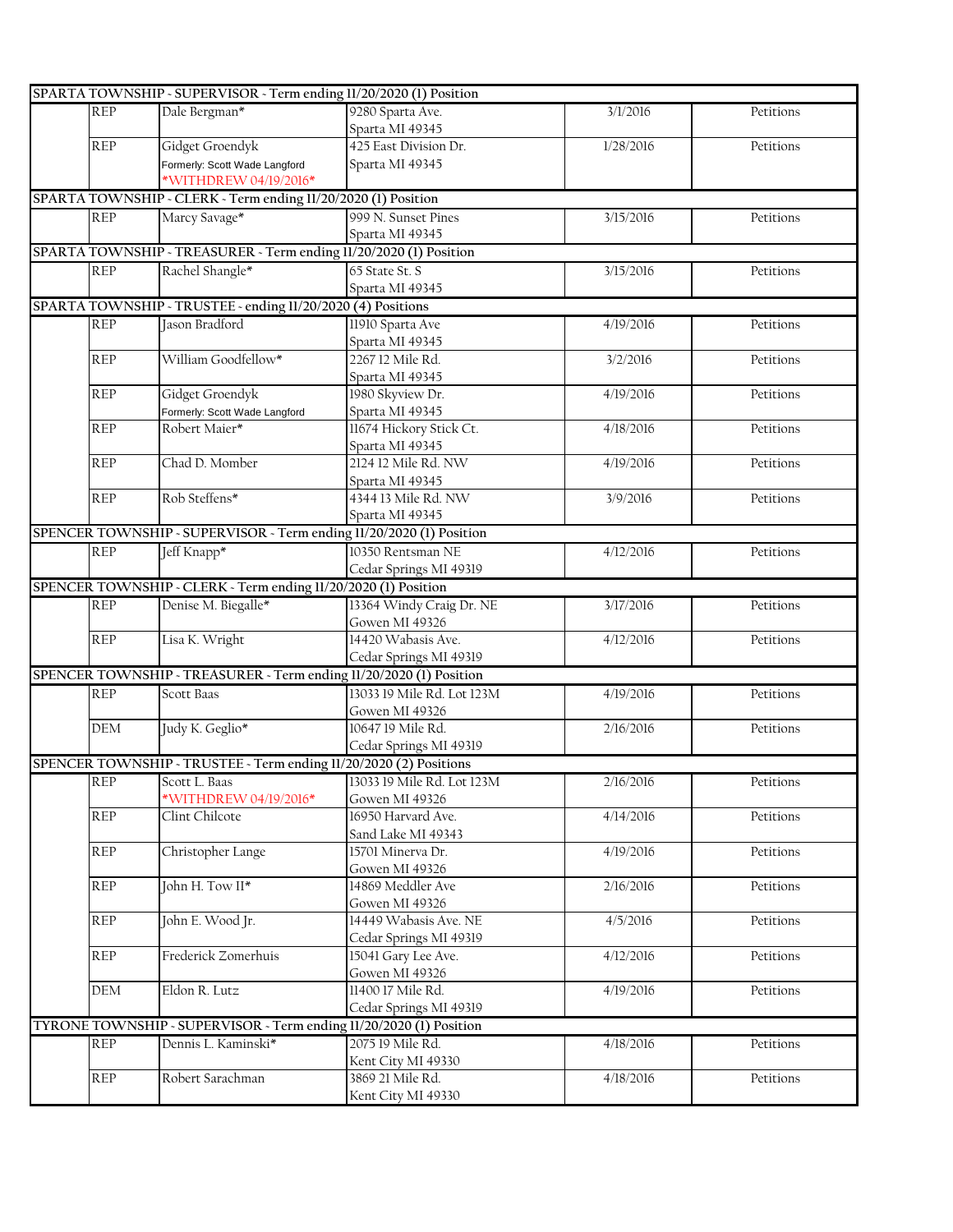| | | | | | |
|---|---|---|---|---|---|
| **SPARTA TOWNSHIP - SUPERVISOR - Term ending 11/20/2020 (1) Position** | | | | | |
| | REP | Dale Bergman* | 9280 Sparta Ave. Sparta MI 49345 | 3/1/2016 | Petitions |
| | REP | Gidget Groendyk Formerly: Scott Wade Langford *WITHDREW 04/19/2016* | 425 East Division Dr. Sparta MI 49345 | 1/28/2016 | Petitions |
| **SPARTA TOWNSHIP - CLERK - Term ending 11/20/2020 (1) Position** | | | | | |
| | REP | Marcy Savage* | 999 N. Sunset Pines Sparta MI 49345 | 3/15/2016 | Petitions |
| **SPARTA TOWNSHIP - TREASURER - Term ending 11/20/2020 (1) Position** | | | | | |
| | REP | Rachel Shangle* | 65 State St. S Sparta MI 49345 | 3/15/2016 | Petitions |
| **SPARTA TOWNSHIP - TRUSTEE - ending 11/20/2020 (4) Positions** | | | | | |
| | REP | Jason Bradford | 11910 Sparta Ave Sparta MI 49345 | 4/19/2016 | Petitions |
| | REP | William Goodfellow* | 2267 12 Mile Rd. Sparta MI 49345 | 3/2/2016 | Petitions |
| | REP | Gidget Groendyk Formerly: Scott Wade Langford | 1980 Skyview Dr. Sparta MI 49345 | 4/19/2016 | Petitions |
| | REP | Robert Maier* | 11674 Hickory Stick Ct. Sparta MI 49345 | 4/18/2016 | Petitions |
| | REP | Chad D. Momber | 2124 12 Mile Rd. NW Sparta MI 49345 | 4/19/2016 | Petitions |
| | REP | Rob Steffens* | 4344 13 Mile Rd. NW Sparta MI 49345 | 3/9/2016 | Petitions |
| **SPENCER TOWNSHIP - SUPERVISOR - Term ending 11/20/2020 (1) Position** | | | | | |
| | REP | Jeff Knapp* | 10350 Rentsman NE Cedar Springs MI 49319 | 4/12/2016 | Petitions |
| **SPENCER TOWNSHIP - CLERK - Term ending 11/20/2020 (1) Position** | | | | | |
| | REP | Denise M. Biegalle* | 13364 Windy Craig Dr. NE Gowen MI 49326 | 3/17/2016 | Petitions |
| | REP | Lisa K. Wright | 14420 Wabasis Ave. Cedar Springs MI 49319 | 4/12/2016 | Petitions |
| **SPENCER TOWNSHIP - TREASURER - Term ending 11/20/2020 (1) Position** | | | | | |
| | REP | Scott Baas | 13033 19 Mile Rd. Lot 123M Gowen MI 49326 | 4/19/2016 | Petitions |
| | DEM | Judy K. Geglio* | 10647 19 Mile Rd. Cedar Springs MI 49319 | 2/16/2016 | Petitions |
| **SPENCER TOWNSHIP - TRUSTEE - Term ending 11/20/2020 (2) Positions** | | | | | |
| | REP | Scott L. Baas *WITHDREW 04/19/2016* | 13033 19 Mile Rd. Lot 123M Gowen MI 49326 | 2/16/2016 | Petitions |
| | REP | Clint Chilcote | 16950 Harvard Ave. Sand Lake MI 49343 | 4/14/2016 | Petitions |
| | REP | Christopher Lange | 15701 Minerva Dr. Gowen MI 49326 | 4/19/2016 | Petitions |
| | REP | John H. Tow II* | 14869 Meddler Ave Gowen MI 49326 | 2/16/2016 | Petitions |
| | REP | John E. Wood Jr. | 14449 Wabasis Ave. NE Cedar Springs MI 49319 | 4/5/2016 | Petitions |
| | REP | Frederick Zomerhuis | 15041 Gary Lee Ave. Gowen MI 49326 | 4/12/2016 | Petitions |
| | DEM | Eldon R. Lutz | 11400 17 Mile Rd. Cedar Springs MI 49319 | 4/19/2016 | Petitions |
| **TYRONE TOWNSHIP - SUPERVISOR - Term ending 11/20/2020 (1) Position** | | | | | |
| | REP | Dennis L. Kaminski* | 2075 19 Mile Rd. Kent City MI 49330 | 4/18/2016 | Petitions |
| | REP | Robert Sarachman | 3869 21 Mile Rd. Kent City MI 49330 | 4/18/2016 | Petitions |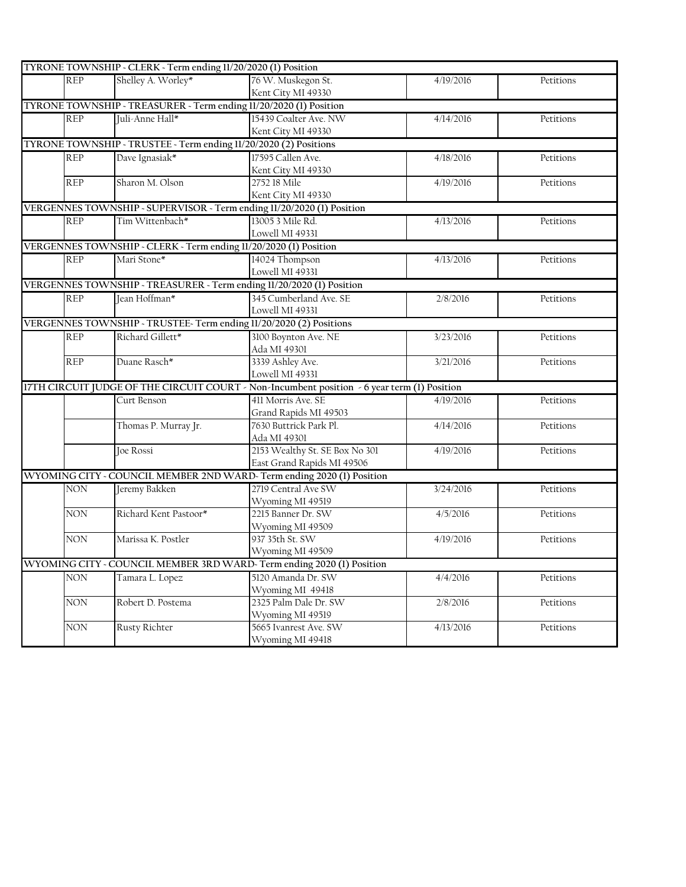| | | | | | |
|---|---|---|---|---|---|
| **TYRONE TOWNSHIP - CLERK - Term ending 11/20/2020 (1) Position** | | | | | |
| | REP | Shelley A. Worley* | 76 W. Muskegon St.<br>Kent City MI 49330 | 4/19/2016 | Petitions |
| **TYRONE TOWNSHIP - TREASURER - Term ending 11/20/2020 (1) Position** | | | | | |
| | REP | Juli-Anne Hall* | 15439 Coalter Ave. NW<br>Kent City MI 49330 | 4/14/2016 | Petitions |
| **TYRONE TOWNSHIP - TRUSTEE - Term ending 11/20/2020 (2) Positions** | | | | | |
| | REP | Dave Ignasiak* | 17595 Callen Ave.<br>Kent City MI 49330 | 4/18/2016 | Petitions |
| | REP | Sharon M. Olson | 2752 18 Mile<br>Kent City MI 49330 | 4/19/2016 | Petitions |
| **VERGENNES TOWNSHIP - SUPERVISOR - Term ending 11/20/2020 (1) Position** | | | | | |
| | REP | Tim Wittenbach* | 13005 3 Mile Rd.<br>Lowell MI 49331 | 4/13/2016 | Petitions |
| **VERGENNES TOWNSHIP - CLERK - Term ending 11/20/2020 (1) Position** | | | | | |
| | REP | Mari Stone* | 14024 Thompson<br>Lowell MI 49331 | 4/13/2016 | Petitions |
| **VERGENNES TOWNSHIP - TREASURER - Term ending 11/20/2020 (1) Position** | | | | | |
| | REP | Jean Hoffman* | 345 Cumberland Ave. SE<br>Lowell MI 49331 | 2/8/2016 | Petitions |
| **VERGENNES TOWNSHIP - TRUSTEE- Term ending 11/20/2020 (2) Positions** | | | | | |
| | REP | Richard Gillett* | 3100 Boynton Ave. NE<br>Ada MI 49301 | 3/23/2016 | Petitions |
| | REP | Duane Rasch* | 3339 Ashley Ave.<br>Lowell MI 49331 | 3/21/2016 | Petitions |
| **17TH CIRCUIT JUDGE OF THE CIRCUIT COURT - Non-Incumbent position - 6 year term (1) Position** | | | | | |
| | | Curt Benson | 411 Morris Ave. SE<br>Grand Rapids MI 49503 | 4/19/2016 | Petitions |
| | | Thomas P. Murray Jr. | 7630 Buttrick Park Pl.<br>Ada MI 49301 | 4/14/2016 | Petitions |
| | | Joe Rossi | 2153 Wealthy St. SE Box No 301<br>East Grand Rapids MI 49506 | 4/19/2016 | Petitions |
| **WYOMING CITY - COUNCIL MEMBER 2ND WARD- Term ending 2020 (1) Position** | | | | | |
| | NON | Jeremy Bakken | 2719 Central Ave SW<br>Wyoming MI 49519 | 3/24/2016 | Petitions |
| | NON | Richard Kent Pastoor* | 2215 Banner Dr. SW<br>Wyoming MI 49509 | 4/5/2016 | Petitions |
| | NON | Marissa K. Postler | 937 35th St. SW<br>Wyoming MI 49509 | 4/19/2016 | Petitions |
| **WYOMING CITY - COUNCIL MEMBER 3RD WARD- Term ending 2020 (1) Position** | | | | | |
| | NON | Tamara L. Lopez | 5120 Amanda Dr. SW<br>Wyoming MI 49418 | 4/4/2016 | Petitions |
| | NON | Robert D. Postema | 2325 Palm Dale Dr. SW<br>Wyoming MI 49519 | 2/8/2016 | Petitions |
| | NON | Rusty Richter | 5665 Ivanrest Ave. SW<br>Wyoming MI 49418 | 4/13/2016 | Petitions |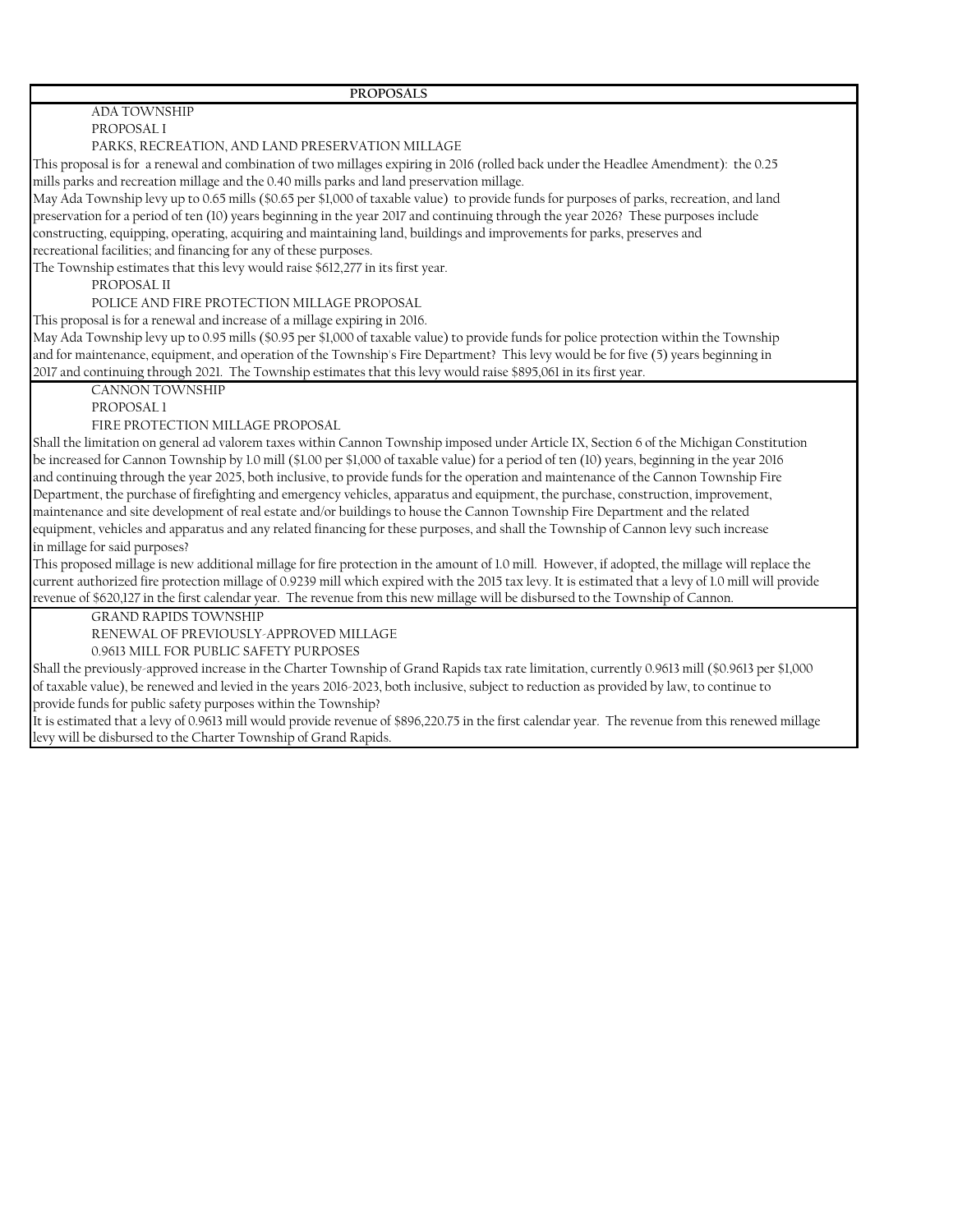## PROPOSALS

### ADA TOWNSHIP

#### PROPOSAL I

#### PARKS, RECREATION, AND LAND PRESERVATION MILLAGE

This proposal is for a renewal and combination of two millages expiring in 2016 (rolled back under the Headlee Amendment): the 0.25 mills parks and recreation millage and the 0.40 mills parks and land preservation millage.

May Ada Township levy up to 0.65 mills ($0.65 per $1,000 of taxable value) to provide funds for purposes of parks, recreation, and land preservation for a period of ten (10) years beginning in the year 2017 and continuing through the year 2026? These purposes include constructing, equipping, operating, acquiring and maintaining land, buildings and improvements for parks, preserves and recreational facilities; and financing for any of these purposes.

The Township estimates that this levy would raise $612,277 in its first year.

#### PROPOSAL II

#### POLICE AND FIRE PROTECTION MILLAGE PROPOSAL

This proposal is for a renewal and increase of a millage expiring in 2016.

May Ada Township levy up to 0.95 mills ($0.95 per $1,000 of taxable value) to provide funds for police protection within the Township and for maintenance, equipment, and operation of the Township's Fire Department? This levy would be for five (5) years beginning in 2017 and continuing through 2021. The Township estimates that this levy would raise $895,061 in its first year.

### CANNON TOWNSHIP

#### PROPOSAL 1

#### FIRE PROTECTION MILLAGE PROPOSAL

Shall the limitation on general ad valorem taxes within Cannon Township imposed under Article IX, Section 6 of the Michigan Constitution be increased for Cannon Township by 1.0 mill ($1.00 per $1,000 of taxable value) for a period of ten (10) years, beginning in the year 2016 and continuing through the year 2025, both inclusive, to provide funds for the operation and maintenance of the Cannon Township Fire Department, the purchase of firefighting and emergency vehicles, apparatus and equipment, the purchase, construction, improvement, maintenance and site development of real estate and/or buildings to house the Cannon Township Fire Department and the related equipment, vehicles and apparatus and any related financing for these purposes, and shall the Township of Cannon levy such increase in millage for said purposes?

This proposed millage is new additional millage for fire protection in the amount of 1.0 mill. However, if adopted, the millage will replace the current authorized fire protection millage of 0.9239 mill which expired with the 2015 tax levy. It is estimated that a levy of 1.0 mill will provide revenue of $620,127 in the first calendar year. The revenue from this new millage will be disbursed to the Township of Cannon.

### GRAND RAPIDS TOWNSHIP

#### RENEWAL OF PREVIOUSLY-APPROVED MILLAGE

#### 0.9613 MILL FOR PUBLIC SAFETY PURPOSES

Shall the previously-approved increase in the Charter Township of Grand Rapids tax rate limitation, currently 0.9613 mill ($0.9613 per $1,000 of taxable value), be renewed and levied in the years 2016-2023, both inclusive, subject to reduction as provided by law, to continue to provide funds for public safety purposes within the Township?

It is estimated that a levy of 0.9613 mill would provide revenue of $896,220.75 in the first calendar year. The revenue from this renewed millage levy will be disbursed to the Charter Township of Grand Rapids.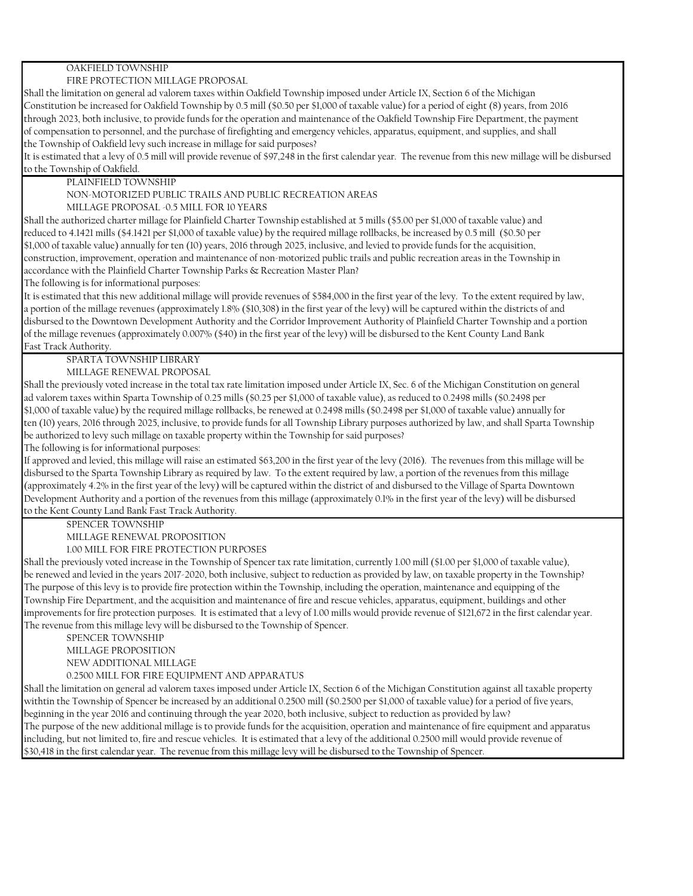OAKFIELD TOWNSHIP

FIRE PROTECTION MILLAGE PROPOSAL

Shall the limitation on general ad valorem taxes within Oakfield Township imposed under Article IX, Section 6 of the Michigan Constitution be increased for Oakfield Township by 0.5 mill ($0.50 per $1,000 of taxable value) for a period of eight (8) years, from 2016 through 2023, both inclusive, to provide funds for the operation and maintenance of the Oakfield Township Fire Department, the payment of compensation to personnel, and the purchase of firefighting and emergency vehicles, apparatus, equipment, and supplies, and shall the Township of Oakfield levy such increase in millage for said purposes?

It is estimated that a levy of 0.5 mill will provide revenue of $97,248 in the first calendar year. The revenue from this new millage will be disbursed to the Township of Oakfield.

---

PLAINFIELD TOWNSHIP

NON-MOTORIZED PUBLIC TRAILS AND PUBLIC RECREATION AREAS

MILLAGE PROPOSAL -0.5 MILL FOR 10 YEARS

Shall the authorized charter millage for Plainfield Charter Township established at 5 mills ($5.00 per $1,000 of taxable value) and reduced to 4.1421 mills ($4.1421 per $1,000 of taxable value) by the required millage rollbacks, be increased by 0.5 mill ($0.50 per $1,000 of taxable value) annually for ten (10) years, 2016 through 2025, inclusive, and levied to provide funds for the acquisition, construction, improvement, operation and maintenance of non-motorized public trails and public recreation areas in the Township in accordance with the Plainfield Charter Township Parks & Recreation Master Plan?

The following is for informational purposes:

It is estimated that this new additional millage will provide revenues of $584,000 in the first year of the levy. To the extent required by law, a portion of the millage revenues (approximately 1.8% ($10,308) in the first year of the levy) will be captured within the districts of and disbursed to the Downtown Development Authority and the Corridor Improvement Authority of Plainfield Charter Township and a portion of the millage revenues (approximately 0.007% ($40) in the first year of the levy) will be disbursed to the Kent County Land Bank Fast Track Authority.

---

SPARTA TOWNSHIP LIBRARY

MILLAGE RENEWAL PROPOSAL

Shall the previously voted increase in the total tax rate limitation imposed under Article IX, Sec. 6 of the Michigan Constitution on general ad valorem taxes within Sparta Township of 0.25 mills ($0.25 per $1,000 of taxable value), as reduced to 0.2498 mills ($0.2498 per $1,000 of taxable value) by the required millage rollbacks, be renewed at 0.2498 mills ($0.2498 per $1,000 of taxable value) annually for ten (10) years, 2016 through 2025, inclusive, to provide funds for all Township Library purposes authorized by law, and shall Sparta Township be authorized to levy such millage on taxable property within the Township for said purposes?

The following is for informational purposes:

If approved and levied, this millage will raise an estimated $63,200 in the first year of the levy (2016). The revenues from this millage will be disbursed to the Sparta Township Library as required by law. To the extent required by law, a portion of the revenues from this millage (approximately 4.2% in the first year of the levy) will be captured within the district of and disbursed to the Village of Sparta Downtown Development Authority and a portion of the revenues from this millage (approximately 0.1% in the first year of the levy) will be disbursed to the Kent County Land Bank Fast Track Authority.

---

SPENCER TOWNSHIP

MILLAGE RENEWAL PROPOSITION

1.00 MILL FOR FIRE PROTECTION PURPOSES

Shall the previously voted increase in the Township of Spencer tax rate limitation, currently 1.00 mill ($1.00 per $1,000 of taxable value), be renewed and levied in the years 2017-2020, both inclusive, subject to reduction as provided by law, on taxable property in the Township? The purpose of this levy is to provide fire protection within the Township, including the operation, maintenance and equipping of the Township Fire Department, and the acquisition and maintenance of fire and rescue vehicles, apparatus, equipment, buildings and other improvements for fire protection purposes. It is estimated that a levy of 1.00 mills would provide revenue of $121,672 in the first calendar year. The revenue from this millage levy will be disbursed to the Township of Spencer.

SPENCER TOWNSHIP

MILLAGE PROPOSITION

NEW ADDITIONAL MILLAGE

0.2500 MILL FOR FIRE EQUIPMENT AND APPARATUS

Shall the limitation on general ad valorem taxes imposed under Article IX, Section 6 of the Michigan Constitution against all taxable property withtin the Township of Spencer be increased by an additional 0.2500 mill ($0.2500 per $1,000 of taxable value) for a period of five years, beginning in the year 2016 and continuing through the year 2020, both inclusive, subject to reduction as provided by law?

The purpose of the new additional millage is to provide funds for the acquisition, operation and maintenance of fire equipment and apparatus including, but not limited to, fire and rescue vehicles. It is estimated that a levy of the additional 0.2500 mill would provide revenue of $30,418 in the first calendar year. The revenue from this millage levy will be disbursed to the Township of Spencer.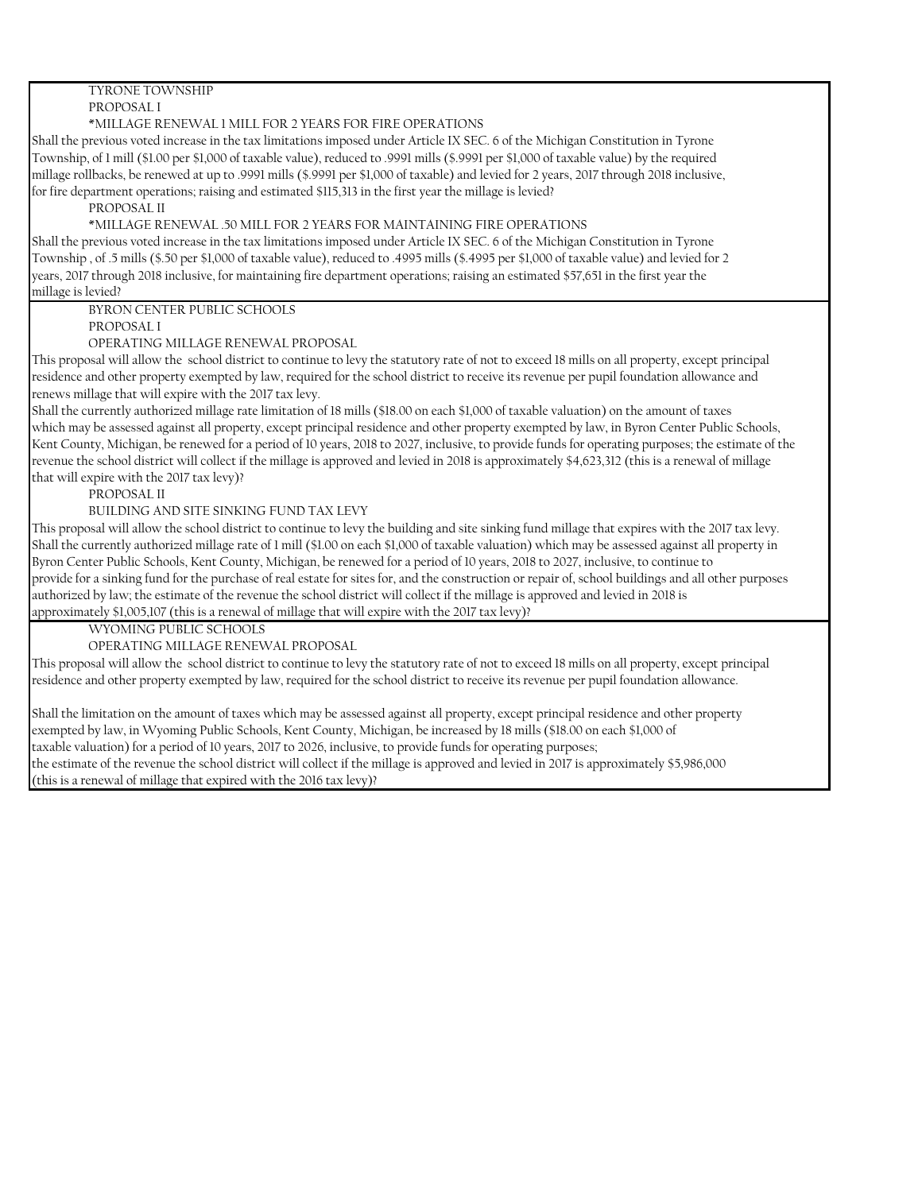TYRONE TOWNSHIP

PROPOSAL I

*MILLAGE RENEWAL 1 MILL FOR 2 YEARS FOR FIRE OPERATIONS

Shall the previous voted increase in the tax limitations imposed under Article IX SEC. 6 of the Michigan Constitution in Tyrone Township, of 1 mill ($1.00 per $1,000 of taxable value), reduced to .9991 mills ($.9991 per $1,000 of taxable value) by the required millage rollbacks, be renewed at up to .9991 mills ($.9991 per $1,000 of taxable) and levied for 2 years, 2017 through 2018 inclusive, for fire department operations; raising and estimated $115,313 in the first year the millage is levied?

PROPOSAL II

*MILLAGE RENEWAL .50 MILL FOR 2 YEARS FOR MAINTAINING FIRE OPERATIONS

Shall the previous voted increase in the tax limitations imposed under Article IX SEC. 6 of the Michigan Constitution in Tyrone Township , of .5 mills ($.50 per $1,000 of taxable value), reduced to .4995 mills ($.4995 per $1,000 of taxable value) and levied for 2 years, 2017 through 2018 inclusive, for maintaining fire department operations; raising an estimated $57,651 in the first year the millage is levied?

BYRON CENTER PUBLIC SCHOOLS

PROPOSAL I

OPERATING MILLAGE RENEWAL PROPOSAL

This proposal will allow the school district to continue to levy the statutory rate of not to exceed 18 mills on all property, except principal residence and other property exempted by law, required for the school district to receive its revenue per pupil foundation allowance and renews millage that will expire with the 2017 tax levy.

Shall the currently authorized millage rate limitation of 18 mills ($18.00 on each $1,000 of taxable valuation) on the amount of taxes which may be assessed against all property, except principal residence and other property exempted by law, in Byron Center Public Schools, Kent County, Michigan, be renewed for a period of 10 years, 2018 to 2027, inclusive, to provide funds for operating purposes; the estimate of the revenue the school district will collect if the millage is approved and levied in 2018 is approximately $4,623,312 (this is a renewal of millage that will expire with the 2017 tax levy)?

PROPOSAL II

BUILDING AND SITE SINKING FUND TAX LEVY

This proposal will allow the school district to continue to levy the building and site sinking fund millage that expires with the 2017 tax levy. Shall the currently authorized millage rate of 1 mill ($1.00 on each $1,000 of taxable valuation) which may be assessed against all property in Byron Center Public Schools, Kent County, Michigan, be renewed for a period of 10 years, 2018 to 2027, inclusive, to continue to provide for a sinking fund for the purchase of real estate for sites for, and the construction or repair of, school buildings and all other purposes authorized by law; the estimate of the revenue the school district will collect if the millage is approved and levied in 2018 is approximately $1,005,107 (this is a renewal of millage that will expire with the 2017 tax levy)?

WYOMING PUBLIC SCHOOLS

OPERATING MILLAGE RENEWAL PROPOSAL

This proposal will allow the school district to continue to levy the statutory rate of not to exceed 18 mills on all property, except principal residence and other property exempted by law, required for the school district to receive its revenue per pupil foundation allowance.

Shall the limitation on the amount of taxes which may be assessed against all property, except principal residence and other property exempted by law, in Wyoming Public Schools, Kent County, Michigan, be increased by 18 mills ($18.00 on each $1,000 of taxable valuation) for a period of 10 years, 2017 to 2026, inclusive, to provide funds for operating purposes; the estimate of the revenue the school district will collect if the millage is approved and levied in 2017 is approximately $5,986,000 (this is a renewal of millage that expired with the 2016 tax levy)?